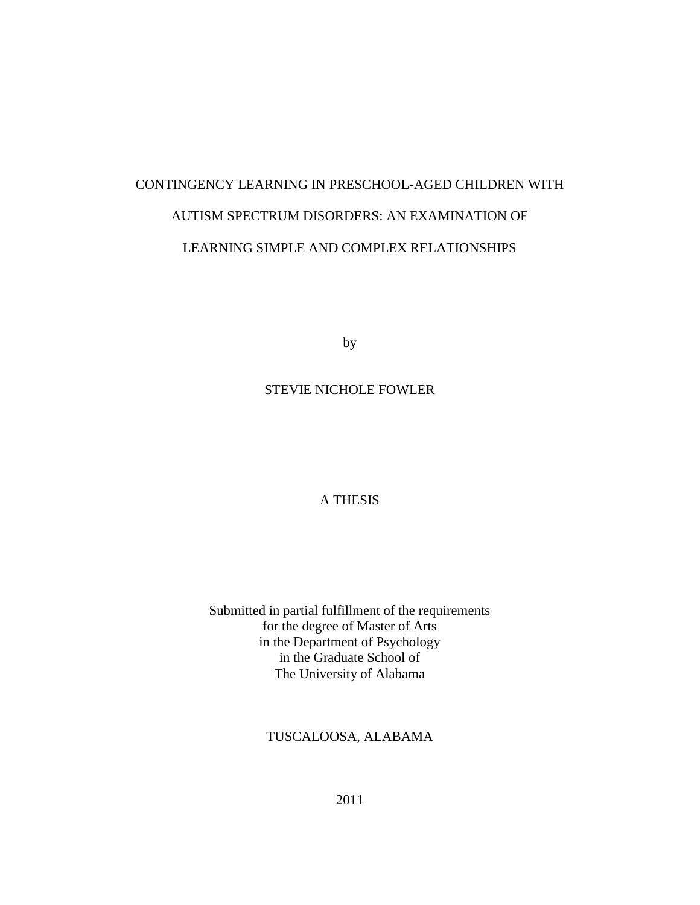# CONTINGENCY LEARNING IN PRESCHOOL-AGED CHILDREN WITH AUTISM SPECTRUM DISORDERS: AN EXAMINATION OF LEARNING SIMPLE AND COMPLEX RELATIONSHIPS

by

STEVIE NICHOLE FOWLER

A THESIS

Submitted in partial fulfillment of the requirements
for the degree of Master of Arts
in the Department of Psychology
in the Graduate School of
The University of Alabama

TUSCALOOSA, ALABAMA

2011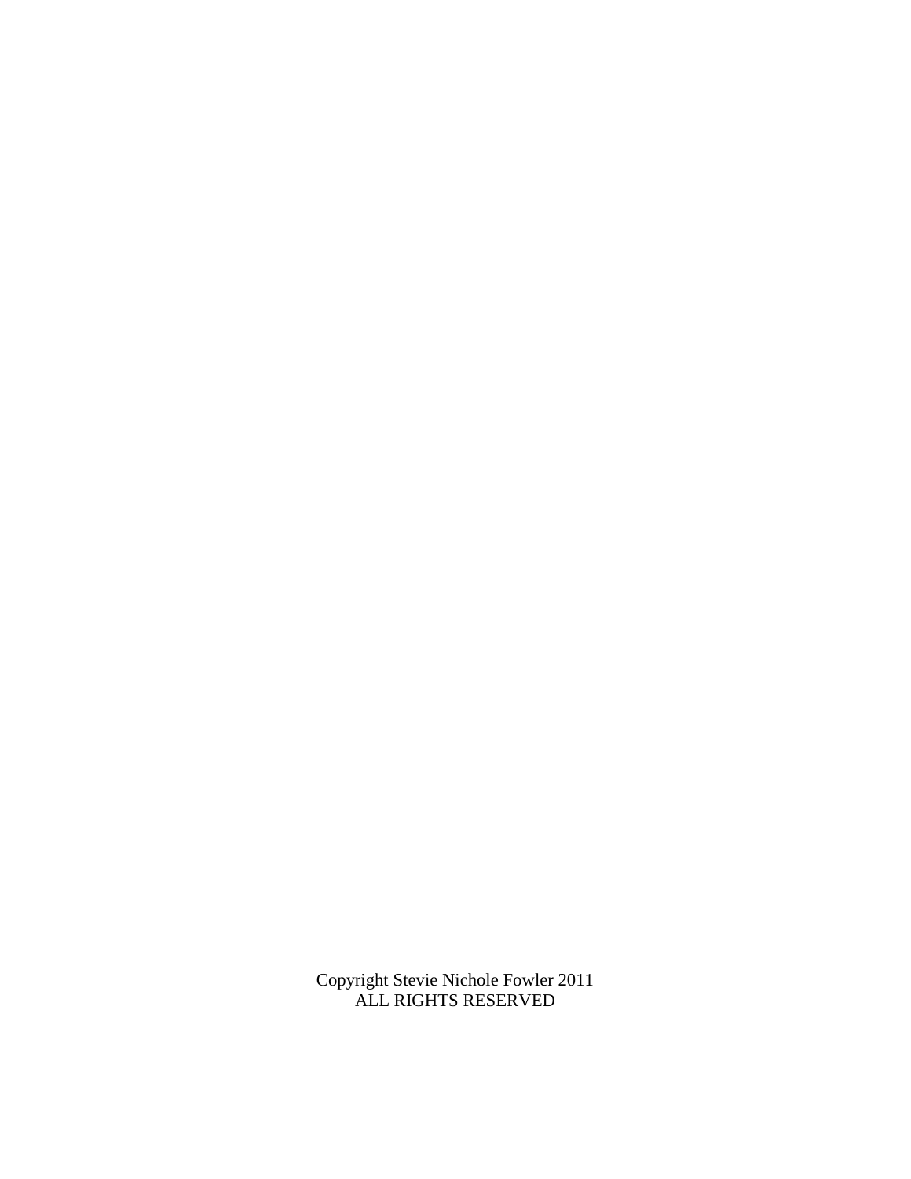Copyright Stevie Nichole Fowler 2011
ALL RIGHTS RESERVED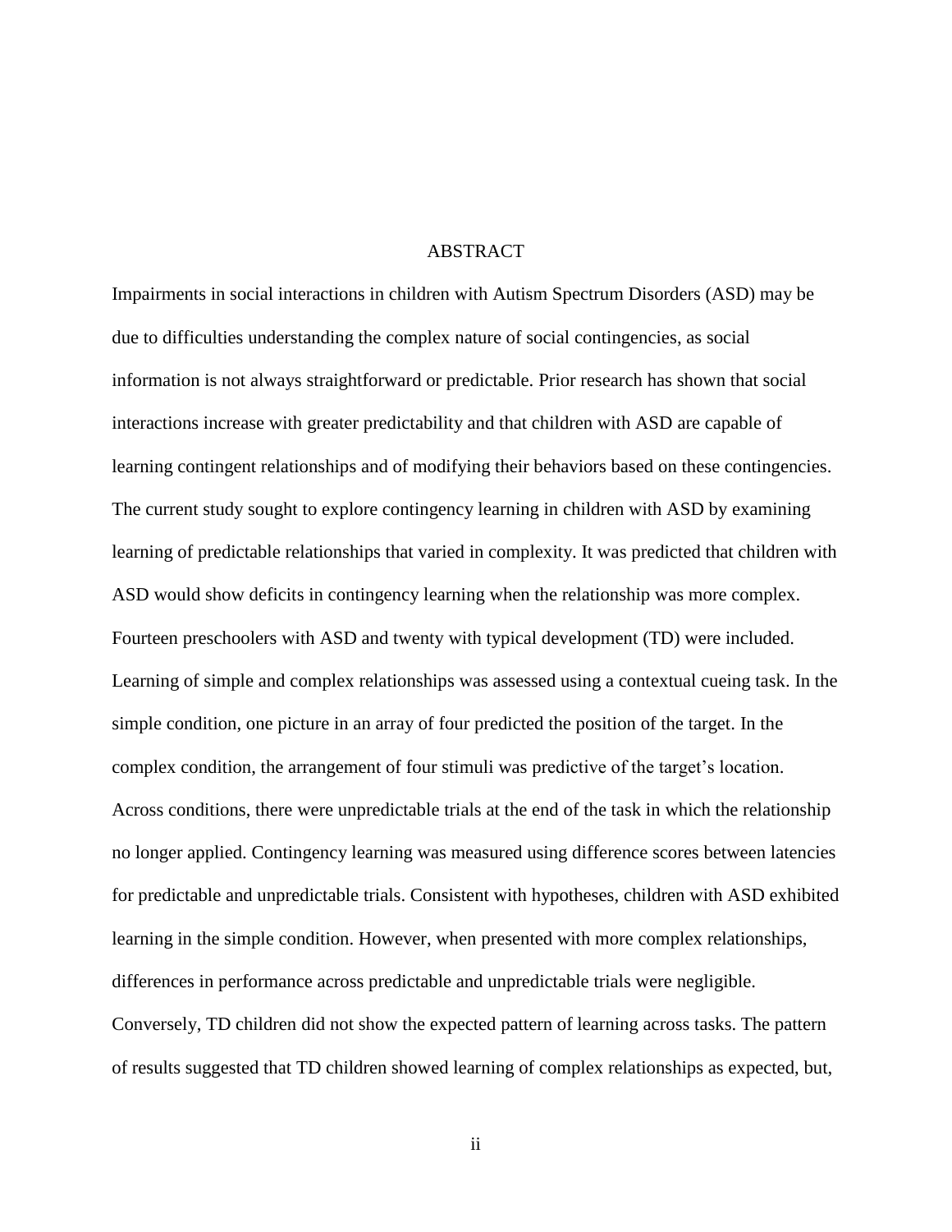# ABSTRACT

Impairments in social interactions in children with Autism Spectrum Disorders (ASD) may be due to difficulties understanding the complex nature of social contingencies, as social information is not always straightforward or predictable. Prior research has shown that social interactions increase with greater predictability and that children with ASD are capable of learning contingent relationships and of modifying their behaviors based on these contingencies. The current study sought to explore contingency learning in children with ASD by examining learning of predictable relationships that varied in complexity. It was predicted that children with ASD would show deficits in contingency learning when the relationship was more complex. Fourteen preschoolers with ASD and twenty with typical development (TD) were included. Learning of simple and complex relationships was assessed using a contextual cueing task. In the simple condition, one picture in an array of four predicted the position of the target. In the complex condition, the arrangement of four stimuli was predictive of the target's location. Across conditions, there were unpredictable trials at the end of the task in which the relationship no longer applied. Contingency learning was measured using difference scores between latencies for predictable and unpredictable trials. Consistent with hypotheses, children with ASD exhibited learning in the simple condition. However, when presented with more complex relationships, differences in performance across predictable and unpredictable trials were negligible. Conversely, TD children did not show the expected pattern of learning across tasks. The pattern of results suggested that TD children showed learning of complex relationships as expected, but,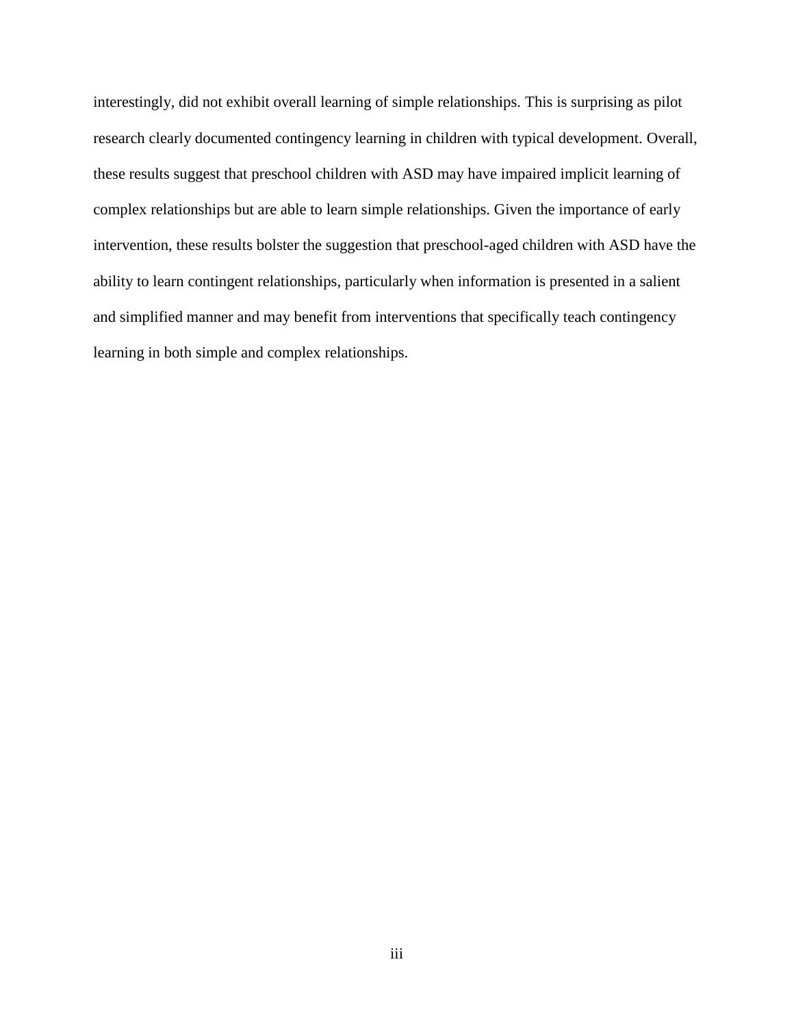interestingly, did not exhibit overall learning of simple relationships. This is surprising as pilot research clearly documented contingency learning in children with typical development. Overall, these results suggest that preschool children with ASD may have impaired implicit learning of complex relationships but are able to learn simple relationships. Given the importance of early intervention, these results bolster the suggestion that preschool-aged children with ASD have the ability to learn contingent relationships, particularly when information is presented in a salient and simplified manner and may benefit from interventions that specifically teach contingency learning in both simple and complex relationships.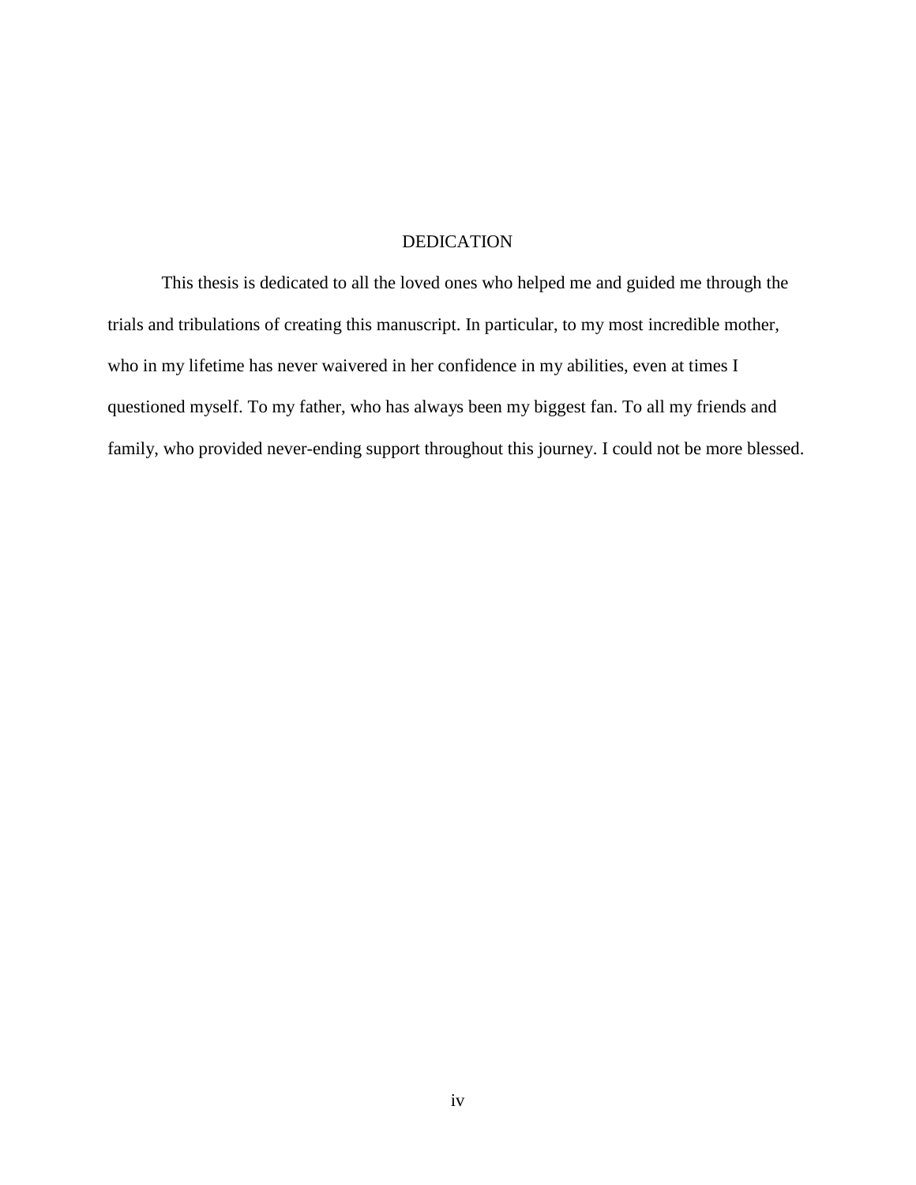# DEDICATION

This thesis is dedicated to all the loved ones who helped me and guided me through the trials and tribulations of creating this manuscript. In particular, to my most incredible mother, who in my lifetime has never waivered in her confidence in my abilities, even at times I questioned myself. To my father, who has always been my biggest fan. To all my friends and family, who provided never-ending support throughout this journey. I could not be more blessed.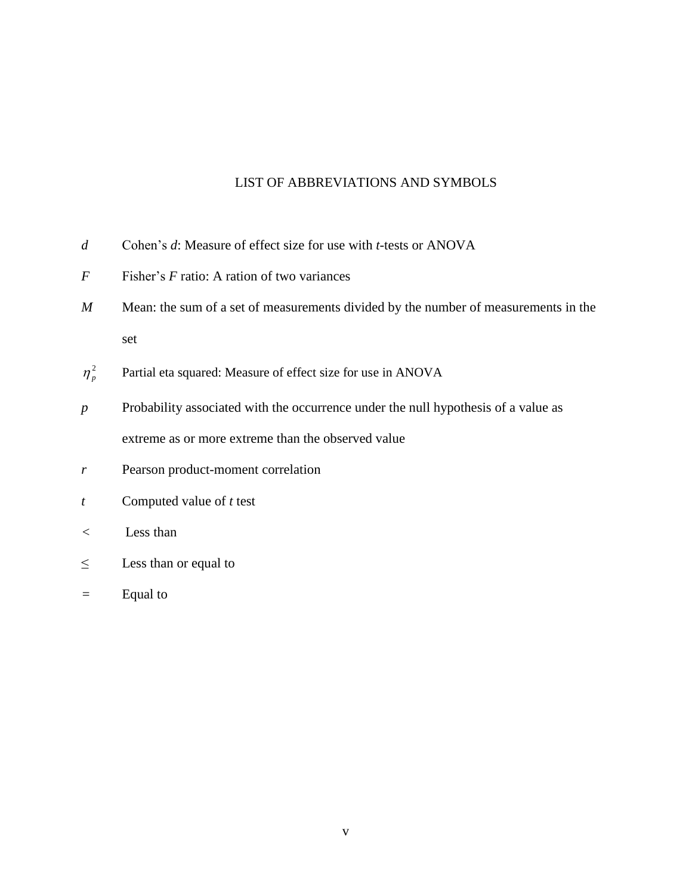# LIST OF ABBREVIATIONS AND SYMBOLS

| | |
|---|---|
| $d$ | Cohen's *d*: Measure of effect size for use with *t*-tests or ANOVA |
| $F$ | Fisher's *F* ratio: A ration of two variances |
| $M$ | Mean: the sum of a set of measurements divided by the number of measurements in the set |
| $\eta_p^2$ | Partial eta squared: Measure of effect size for use in ANOVA |
| $p$ | Probability associated with the occurrence under the null hypothesis of a value as extreme as or more extreme than the observed value |
| $r$ | Pearson product-moment correlation |
| $t$ | Computed value of *t* test |
| $<$ | Less than |
| $\leq$ | Less than or equal to |
| $=$ | Equal to |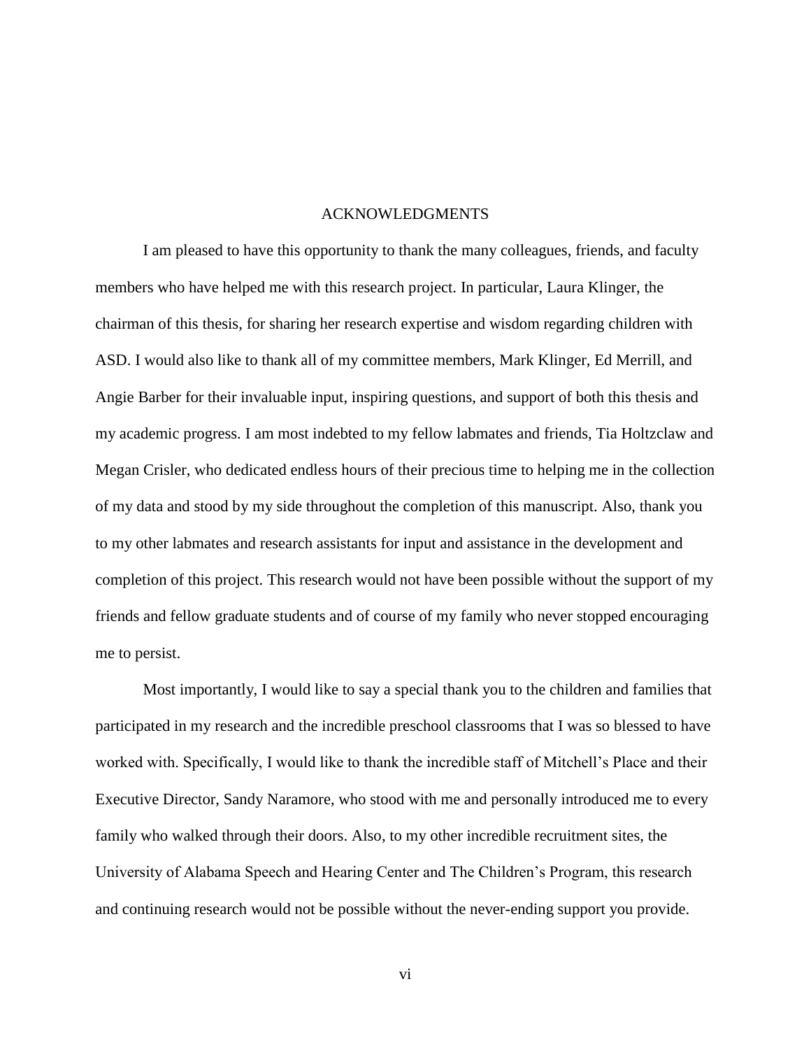# ACKNOWLEDGMENTS

I am pleased to have this opportunity to thank the many colleagues, friends, and faculty members who have helped me with this research project. In particular, Laura Klinger, the chairman of this thesis, for sharing her research expertise and wisdom regarding children with ASD. I would also like to thank all of my committee members, Mark Klinger, Ed Merrill, and Angie Barber for their invaluable input, inspiring questions, and support of both this thesis and my academic progress. I am most indebted to my fellow labmates and friends, Tia Holtzclaw and Megan Crisler, who dedicated endless hours of their precious time to helping me in the collection of my data and stood by my side throughout the completion of this manuscript. Also, thank you to my other labmates and research assistants for input and assistance in the development and completion of this project. This research would not have been possible without the support of my friends and fellow graduate students and of course of my family who never stopped encouraging me to persist.

Most importantly, I would like to say a special thank you to the children and families that participated in my research and the incredible preschool classrooms that I was so blessed to have worked with. Specifically, I would like to thank the incredible staff of Mitchell's Place and their Executive Director, Sandy Naramore, who stood with me and personally introduced me to every family who walked through their doors. Also, to my other incredible recruitment sites, the University of Alabama Speech and Hearing Center and The Children's Program, this research and continuing research would not be possible without the never-ending support you provide.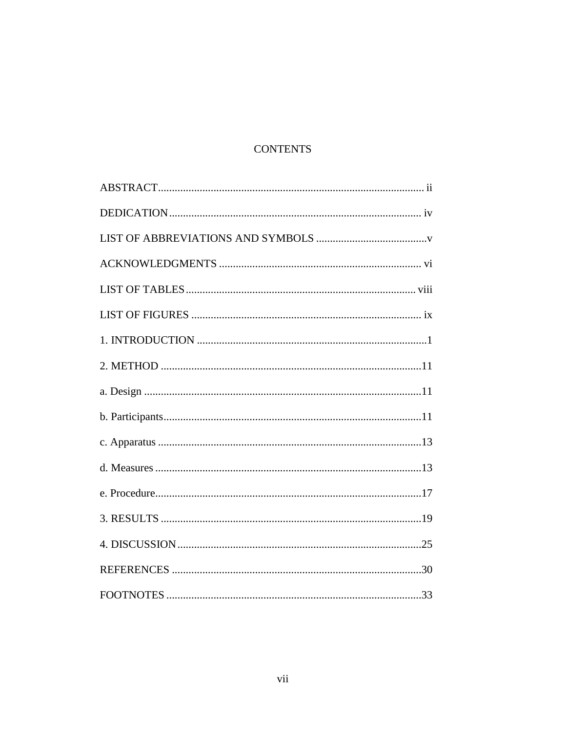# CONTENTS

ABSTRACT................................................................................................ ii

DEDICATION.......................................................................................... iv

LIST OF ABBREVIATIONS AND SYMBOLS ........................................v

ACKNOWLEDGMENTS ........................................................................ vi

LIST OF TABLES.................................................................................. viii

LIST OF FIGURES .................................................................................. ix

1. INTRODUCTION ..................................................................................1

2. METHOD .............................................................................................11

a. Design ....................................................................................................11

b. Participants............................................................................................11

c. Apparatus ..............................................................................................13

d. Measures ................................................................................................13

e. Procedure...............................................................................................17

3. RESULTS .............................................................................................19

4. DISCUSSION.......................................................................................25

REFERENCES .........................................................................................30

FOOTNOTES ...........................................................................................33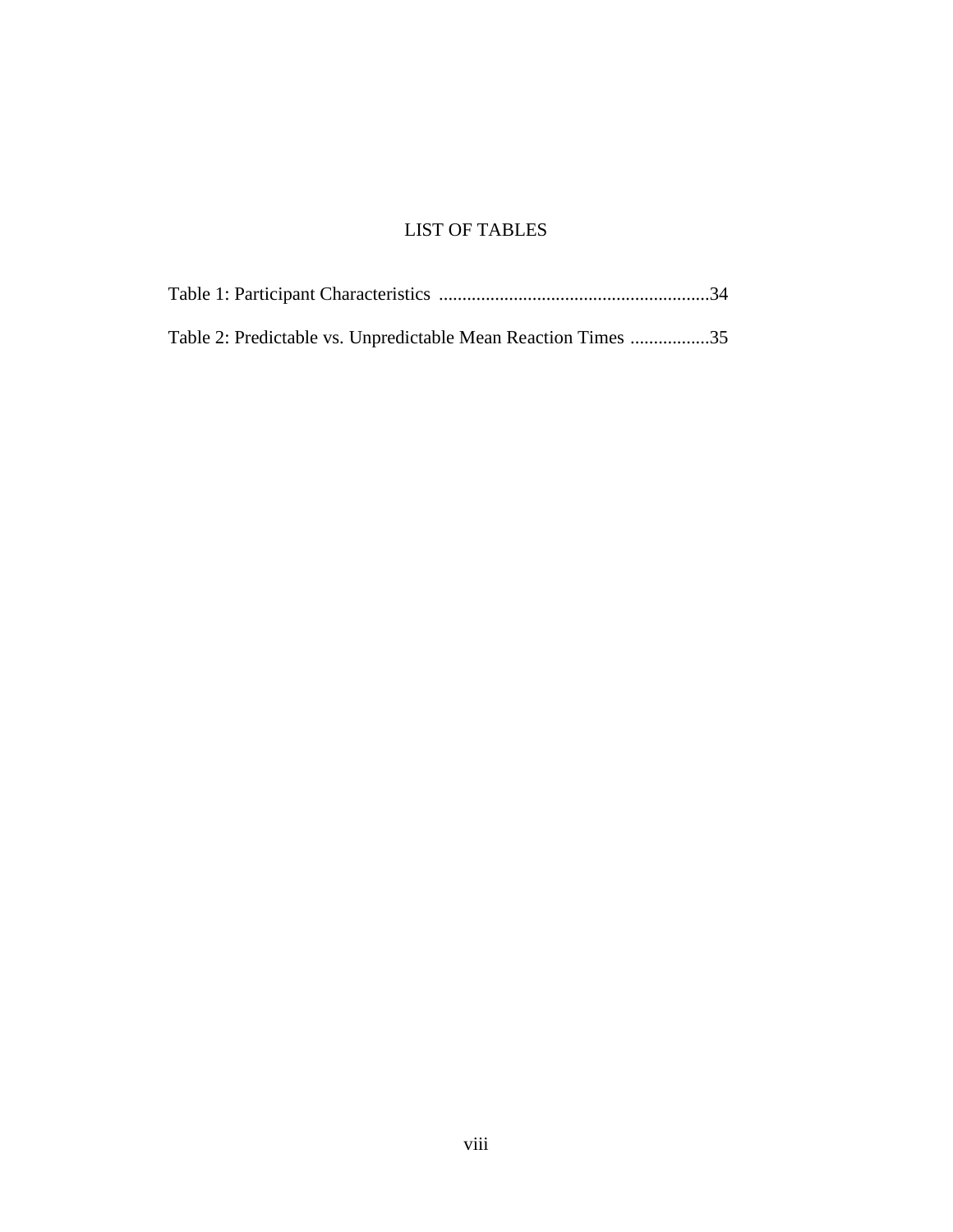# LIST OF TABLES

Table 1: Participant Characteristics ..........................................................34

Table 2: Predictable vs. Unpredictable Mean Reaction Times .................35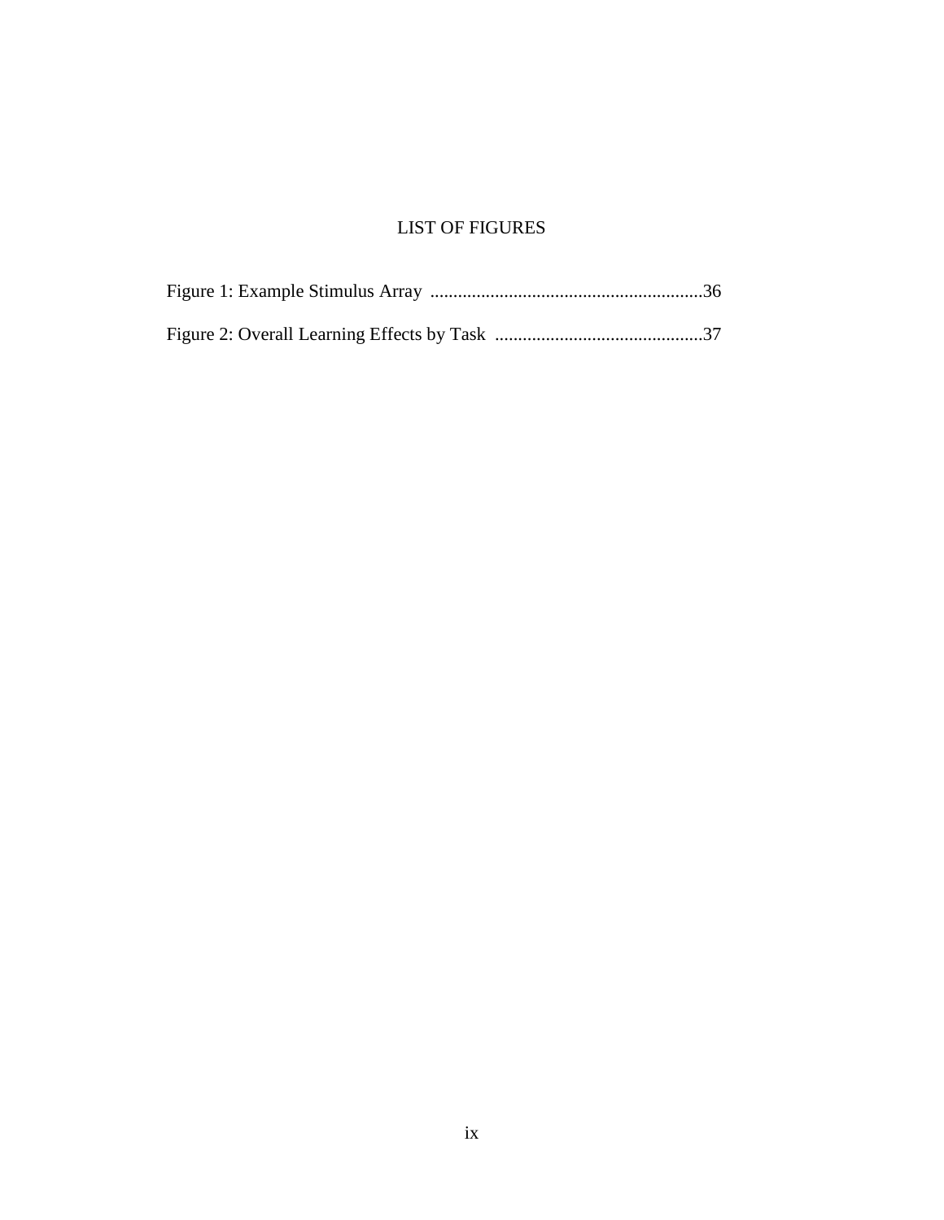# LIST OF FIGURES

Figure 1: Example Stimulus Array ...........................................................36

Figure 2: Overall Learning Effects by Task .............................................37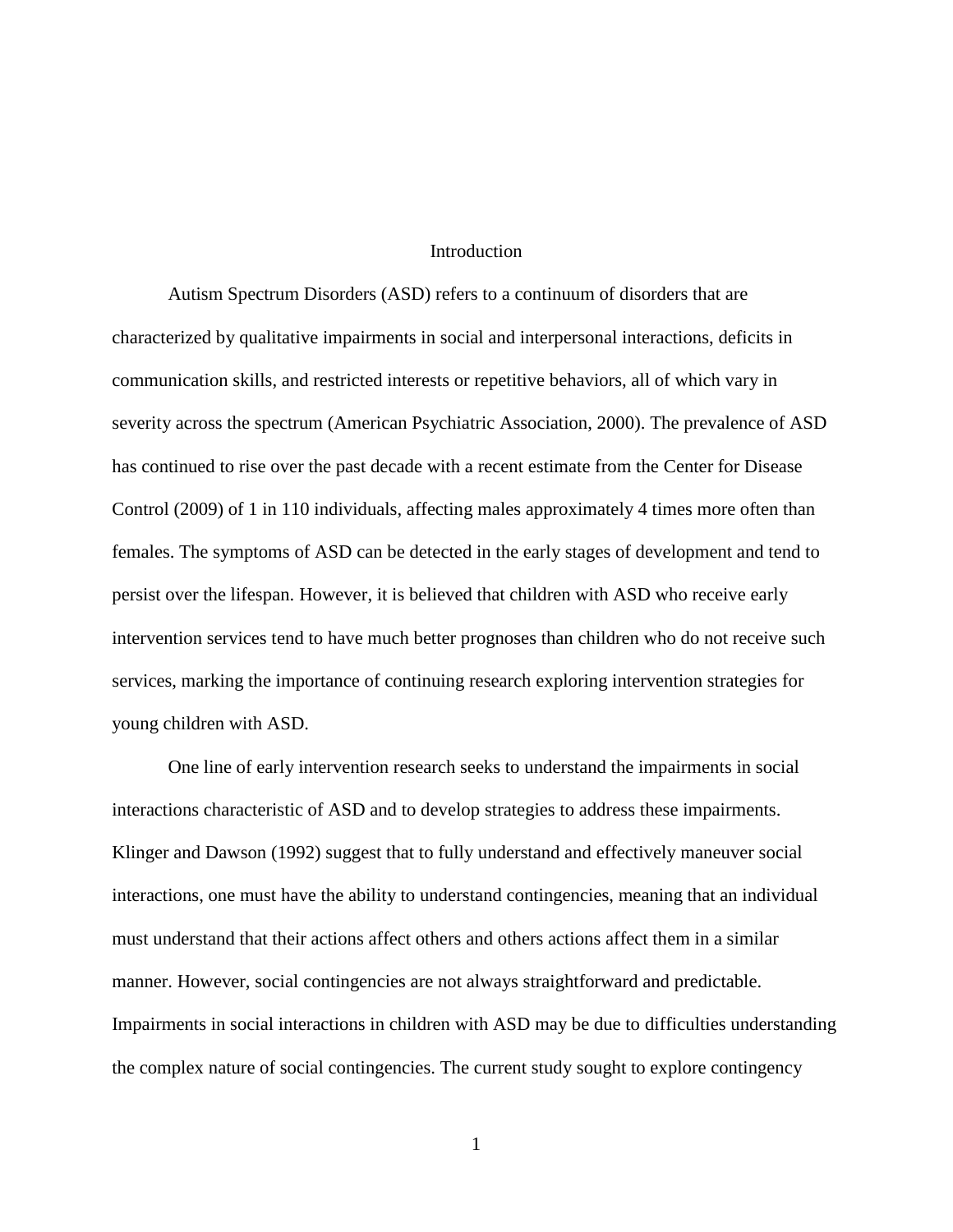# Introduction

Autism Spectrum Disorders (ASD) refers to a continuum of disorders that are characterized by qualitative impairments in social and interpersonal interactions, deficits in communication skills, and restricted interests or repetitive behaviors, all of which vary in severity across the spectrum (American Psychiatric Association, 2000). The prevalence of ASD has continued to rise over the past decade with a recent estimate from the Center for Disease Control (2009) of 1 in 110 individuals, affecting males approximately 4 times more often than females. The symptoms of ASD can be detected in the early stages of development and tend to persist over the lifespan. However, it is believed that children with ASD who receive early intervention services tend to have much better prognoses than children who do not receive such services, marking the importance of continuing research exploring intervention strategies for young children with ASD.

One line of early intervention research seeks to understand the impairments in social interactions characteristic of ASD and to develop strategies to address these impairments. Klinger and Dawson (1992) suggest that to fully understand and effectively maneuver social interactions, one must have the ability to understand contingencies, meaning that an individual must understand that their actions affect others and others actions affect them in a similar manner. However, social contingencies are not always straightforward and predictable. Impairments in social interactions in children with ASD may be due to difficulties understanding the complex nature of social contingencies. The current study sought to explore contingency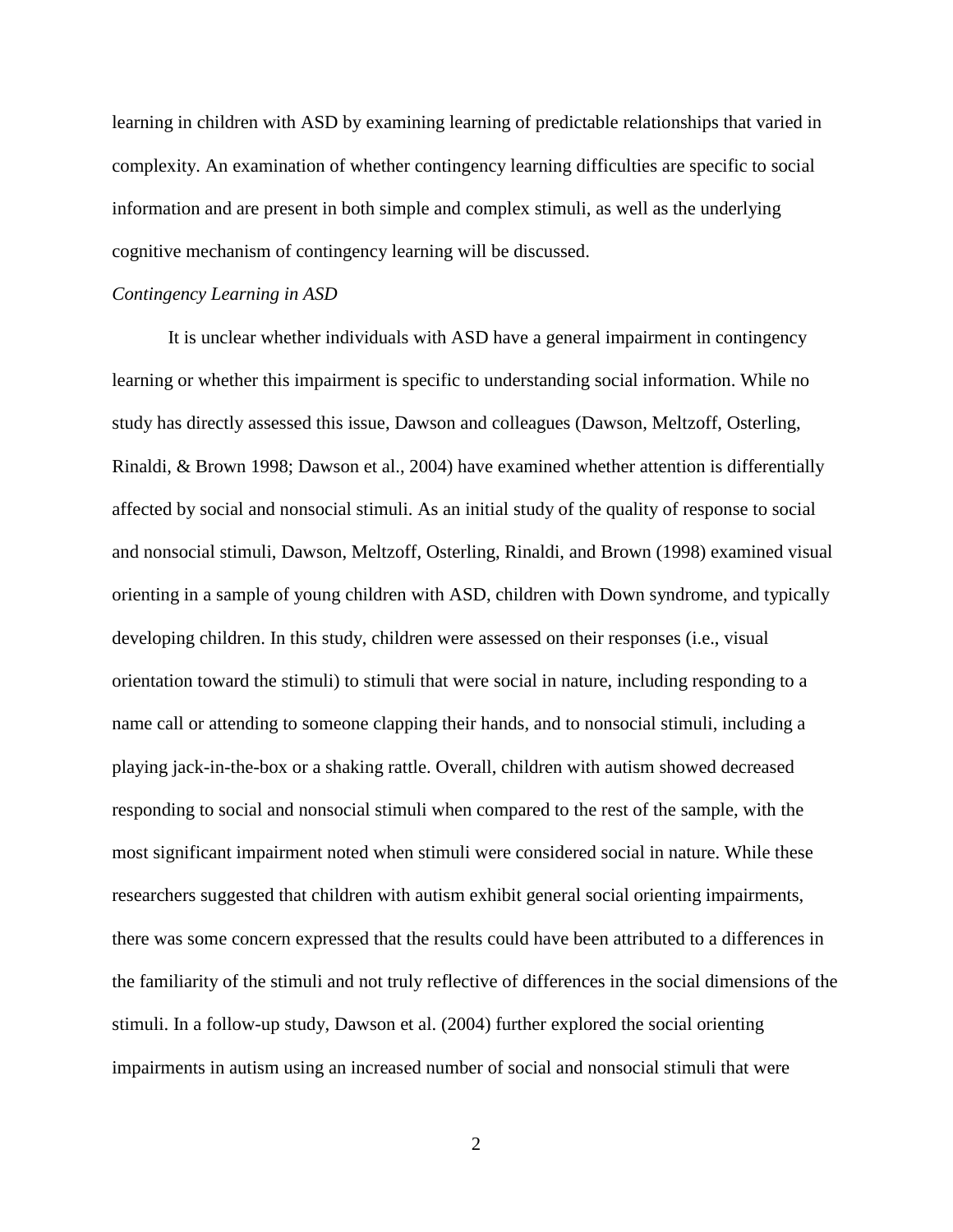learning in children with ASD by examining learning of predictable relationships that varied in complexity. An examination of whether contingency learning difficulties are specific to social information and are present in both simple and complex stimuli, as well as the underlying cognitive mechanism of contingency learning will be discussed.

*Contingency Learning in ASD*

It is unclear whether individuals with ASD have a general impairment in contingency learning or whether this impairment is specific to understanding social information. While no study has directly assessed this issue, Dawson and colleagues (Dawson, Meltzoff, Osterling, Rinaldi, & Brown 1998; Dawson et al., 2004) have examined whether attention is differentially affected by social and nonsocial stimuli. As an initial study of the quality of response to social and nonsocial stimuli, Dawson, Meltzoff, Osterling, Rinaldi, and Brown (1998) examined visual orienting in a sample of young children with ASD, children with Down syndrome, and typically developing children. In this study, children were assessed on their responses (i.e., visual orientation toward the stimuli) to stimuli that were social in nature, including responding to a name call or attending to someone clapping their hands, and to nonsocial stimuli, including a playing jack-in-the-box or a shaking rattle. Overall, children with autism showed decreased responding to social and nonsocial stimuli when compared to the rest of the sample, with the most significant impairment noted when stimuli were considered social in nature. While these researchers suggested that children with autism exhibit general social orienting impairments, there was some concern expressed that the results could have been attributed to a differences in the familiarity of the stimuli and not truly reflective of differences in the social dimensions of the stimuli. In a follow-up study, Dawson et al. (2004) further explored the social orienting impairments in autism using an increased number of social and nonsocial stimuli that were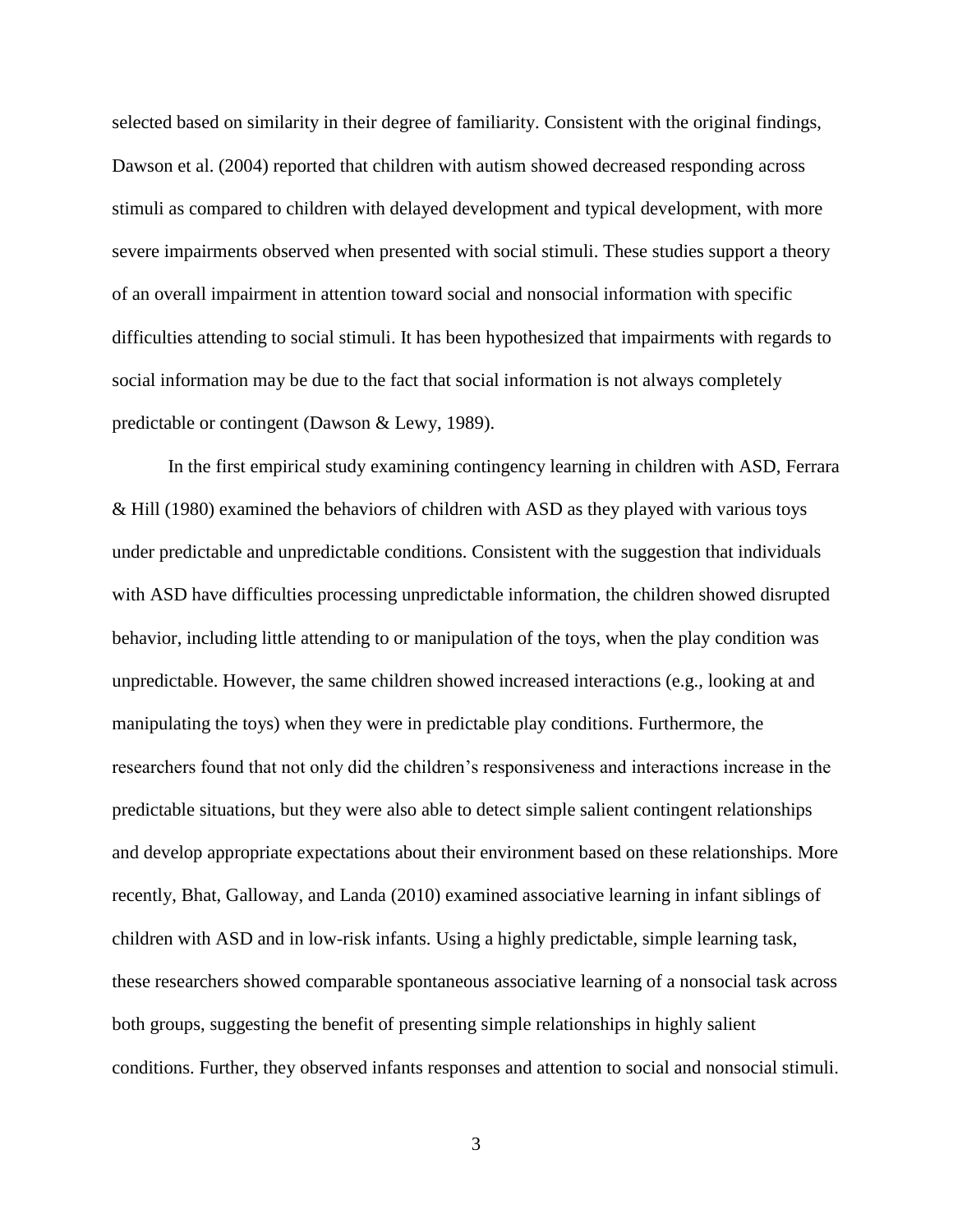selected based on similarity in their degree of familiarity. Consistent with the original findings, Dawson et al. (2004) reported that children with autism showed decreased responding across stimuli as compared to children with delayed development and typical development, with more severe impairments observed when presented with social stimuli. These studies support a theory of an overall impairment in attention toward social and nonsocial information with specific difficulties attending to social stimuli. It has been hypothesized that impairments with regards to social information may be due to the fact that social information is not always completely predictable or contingent (Dawson & Lewy, 1989).

In the first empirical study examining contingency learning in children with ASD, Ferrara & Hill (1980) examined the behaviors of children with ASD as they played with various toys under predictable and unpredictable conditions. Consistent with the suggestion that individuals with ASD have difficulties processing unpredictable information, the children showed disrupted behavior, including little attending to or manipulation of the toys, when the play condition was unpredictable. However, the same children showed increased interactions (e.g., looking at and manipulating the toys) when they were in predictable play conditions. Furthermore, the researchers found that not only did the children's responsiveness and interactions increase in the predictable situations, but they were also able to detect simple salient contingent relationships and develop appropriate expectations about their environment based on these relationships. More recently, Bhat, Galloway, and Landa (2010) examined associative learning in infant siblings of children with ASD and in low-risk infants. Using a highly predictable, simple learning task, these researchers showed comparable spontaneous associative learning of a nonsocial task across both groups, suggesting the benefit of presenting simple relationships in highly salient conditions. Further, they observed infants responses and attention to social and nonsocial stimuli.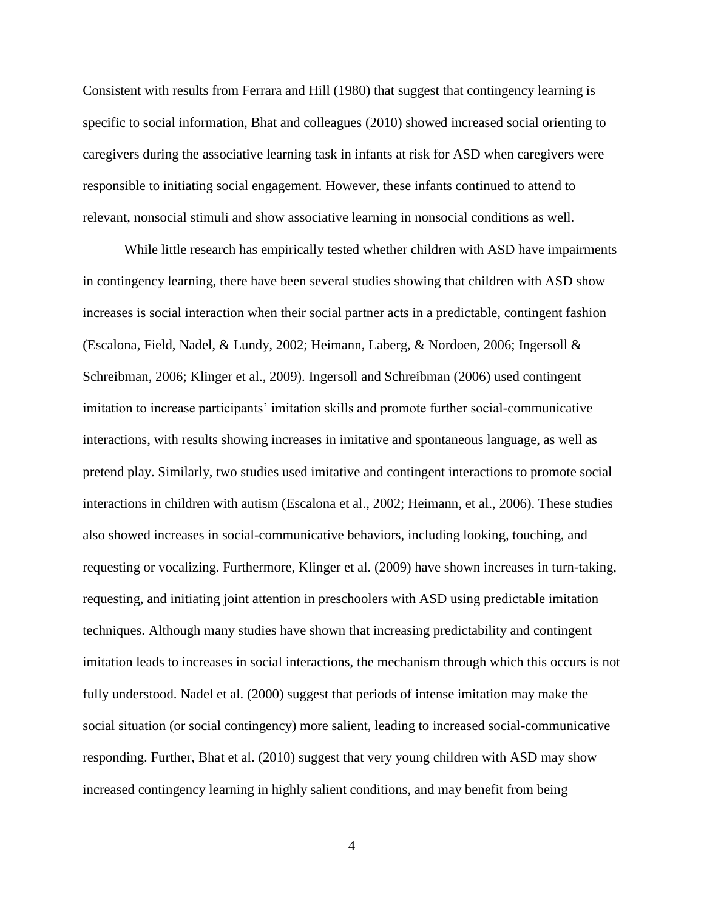Consistent with results from Ferrara and Hill (1980) that suggest that contingency learning is specific to social information, Bhat and colleagues (2010) showed increased social orienting to caregivers during the associative learning task in infants at risk for ASD when caregivers were responsible to initiating social engagement. However, these infants continued to attend to relevant, nonsocial stimuli and show associative learning in nonsocial conditions as well.

While little research has empirically tested whether children with ASD have impairments in contingency learning, there have been several studies showing that children with ASD show increases is social interaction when their social partner acts in a predictable, contingent fashion (Escalona, Field, Nadel, & Lundy, 2002; Heimann, Laberg, & Nordoen, 2006; Ingersoll & Schreibman, 2006; Klinger et al., 2009). Ingersoll and Schreibman (2006) used contingent imitation to increase participants' imitation skills and promote further social-communicative interactions, with results showing increases in imitative and spontaneous language, as well as pretend play. Similarly, two studies used imitative and contingent interactions to promote social interactions in children with autism (Escalona et al., 2002; Heimann, et al., 2006). These studies also showed increases in social-communicative behaviors, including looking, touching, and requesting or vocalizing. Furthermore, Klinger et al. (2009) have shown increases in turn-taking, requesting, and initiating joint attention in preschoolers with ASD using predictable imitation techniques. Although many studies have shown that increasing predictability and contingent imitation leads to increases in social interactions, the mechanism through which this occurs is not fully understood. Nadel et al. (2000) suggest that periods of intense imitation may make the social situation (or social contingency) more salient, leading to increased social-communicative responding. Further, Bhat et al. (2010) suggest that very young children with ASD may show increased contingency learning in highly salient conditions, and may benefit from being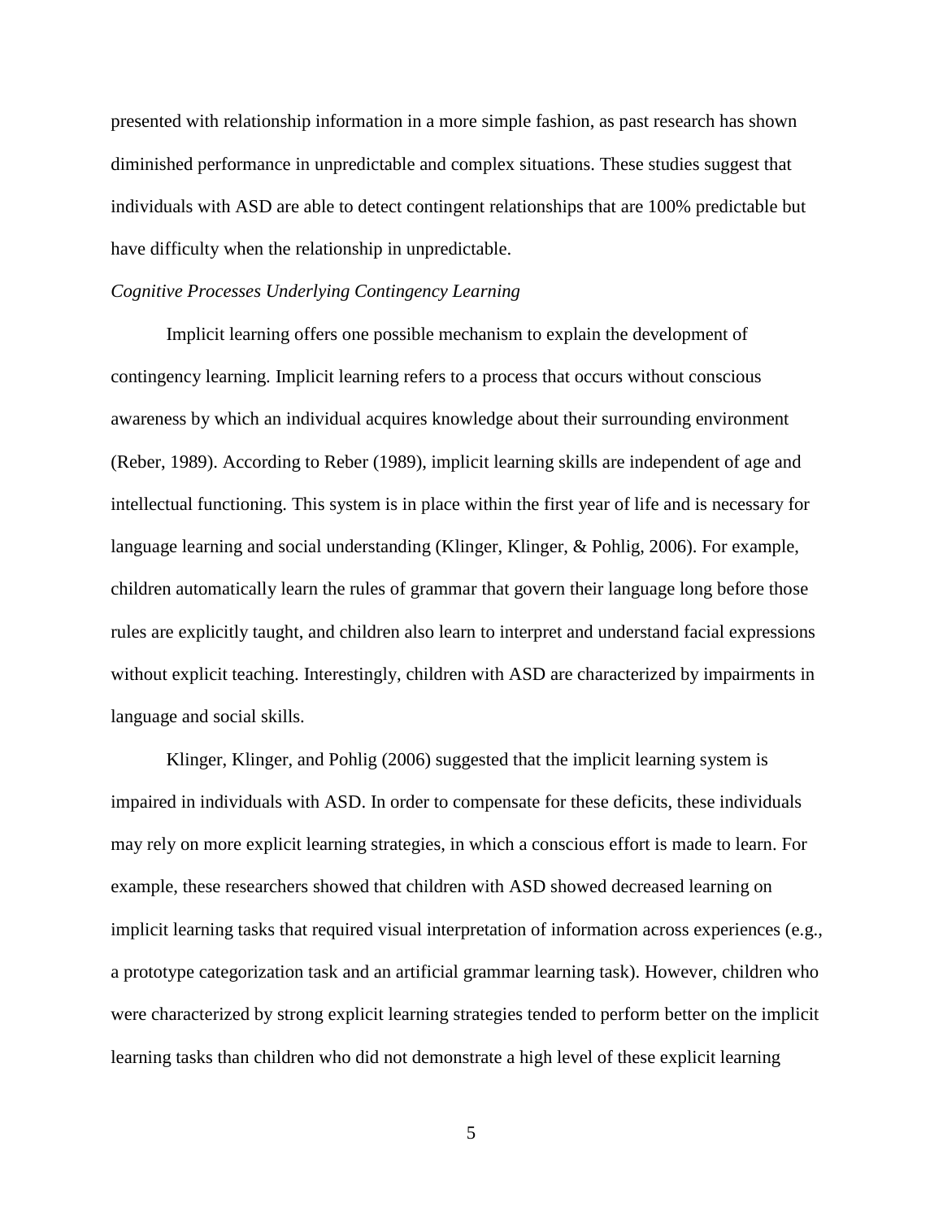presented with relationship information in a more simple fashion, as past research has shown diminished performance in unpredictable and complex situations. These studies suggest that individuals with ASD are able to detect contingent relationships that are 100% predictable but have difficulty when the relationship in unpredictable.

### *Cognitive Processes Underlying Contingency Learning*

Implicit learning offers one possible mechanism to explain the development of contingency learning. Implicit learning refers to a process that occurs without conscious awareness by which an individual acquires knowledge about their surrounding environment (Reber, 1989). According to Reber (1989), implicit learning skills are independent of age and intellectual functioning. This system is in place within the first year of life and is necessary for language learning and social understanding (Klinger, Klinger, & Pohlig, 2006). For example, children automatically learn the rules of grammar that govern their language long before those rules are explicitly taught, and children also learn to interpret and understand facial expressions without explicit teaching. Interestingly, children with ASD are characterized by impairments in language and social skills.

Klinger, Klinger, and Pohlig (2006) suggested that the implicit learning system is impaired in individuals with ASD. In order to compensate for these deficits, these individuals may rely on more explicit learning strategies, in which a conscious effort is made to learn. For example, these researchers showed that children with ASD showed decreased learning on implicit learning tasks that required visual interpretation of information across experiences (e.g., a prototype categorization task and an artificial grammar learning task). However, children who were characterized by strong explicit learning strategies tended to perform better on the implicit learning tasks than children who did not demonstrate a high level of these explicit learning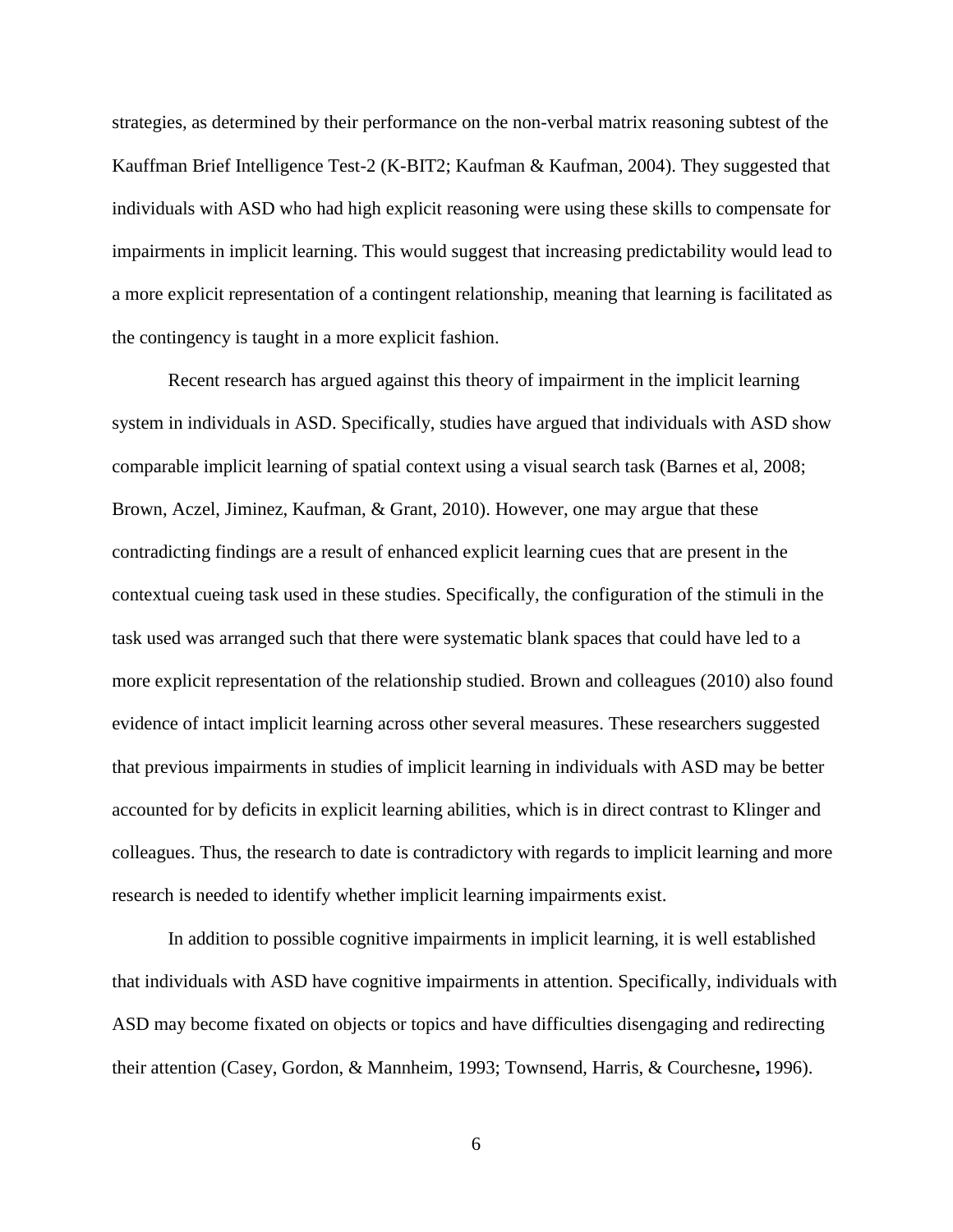strategies, as determined by their performance on the non-verbal matrix reasoning subtest of the Kauffman Brief Intelligence Test-2 (K-BIT2; Kaufman & Kaufman, 2004). They suggested that individuals with ASD who had high explicit reasoning were using these skills to compensate for impairments in implicit learning. This would suggest that increasing predictability would lead to a more explicit representation of a contingent relationship, meaning that learning is facilitated as the contingency is taught in a more explicit fashion.

Recent research has argued against this theory of impairment in the implicit learning system in individuals in ASD. Specifically, studies have argued that individuals with ASD show comparable implicit learning of spatial context using a visual search task (Barnes et al, 2008; Brown, Aczel, Jiminez, Kaufman, & Grant, 2010). However, one may argue that these contradicting findings are a result of enhanced explicit learning cues that are present in the contextual cueing task used in these studies. Specifically, the configuration of the stimuli in the task used was arranged such that there were systematic blank spaces that could have led to a more explicit representation of the relationship studied. Brown and colleagues (2010) also found evidence of intact implicit learning across other several measures. These researchers suggested that previous impairments in studies of implicit learning in individuals with ASD may be better accounted for by deficits in explicit learning abilities, which is in direct contrast to Klinger and colleagues. Thus, the research to date is contradictory with regards to implicit learning and more research is needed to identify whether implicit learning impairments exist.

In addition to possible cognitive impairments in implicit learning, it is well established that individuals with ASD have cognitive impairments in attention. Specifically, individuals with ASD may become fixated on objects or topics and have difficulties disengaging and redirecting their attention (Casey, Gordon, & Mannheim, 1993; Townsend, Harris, & Courchesne**,** 1996).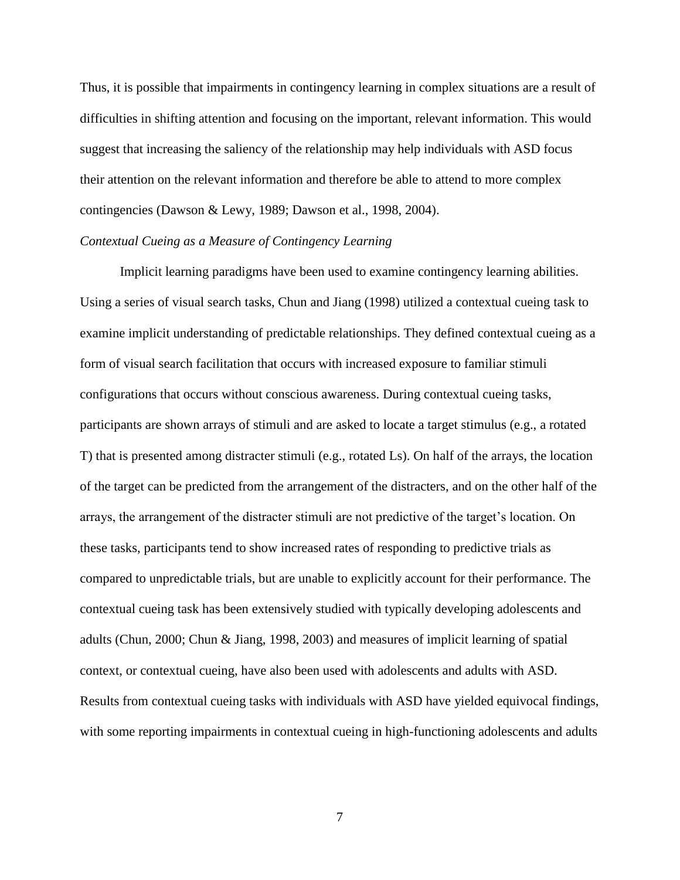Thus, it is possible that impairments in contingency learning in complex situations are a result of difficulties in shifting attention and focusing on the important, relevant information. This would suggest that increasing the saliency of the relationship may help individuals with ASD focus their attention on the relevant information and therefore be able to attend to more complex contingencies (Dawson & Lewy, 1989; Dawson et al., 1998, 2004).

*Contextual Cueing as a Measure of Contingency Learning*

Implicit learning paradigms have been used to examine contingency learning abilities. Using a series of visual search tasks, Chun and Jiang (1998) utilized a contextual cueing task to examine implicit understanding of predictable relationships. They defined contextual cueing as a form of visual search facilitation that occurs with increased exposure to familiar stimuli configurations that occurs without conscious awareness. During contextual cueing tasks, participants are shown arrays of stimuli and are asked to locate a target stimulus (e.g., a rotated T) that is presented among distracter stimuli (e.g., rotated Ls). On half of the arrays, the location of the target can be predicted from the arrangement of the distracters, and on the other half of the arrays, the arrangement of the distracter stimuli are not predictive of the target's location. On these tasks, participants tend to show increased rates of responding to predictive trials as compared to unpredictable trials, but are unable to explicitly account for their performance. The contextual cueing task has been extensively studied with typically developing adolescents and adults (Chun, 2000; Chun & Jiang, 1998, 2003) and measures of implicit learning of spatial context, or contextual cueing, have also been used with adolescents and adults with ASD. Results from contextual cueing tasks with individuals with ASD have yielded equivocal findings, with some reporting impairments in contextual cueing in high-functioning adolescents and adults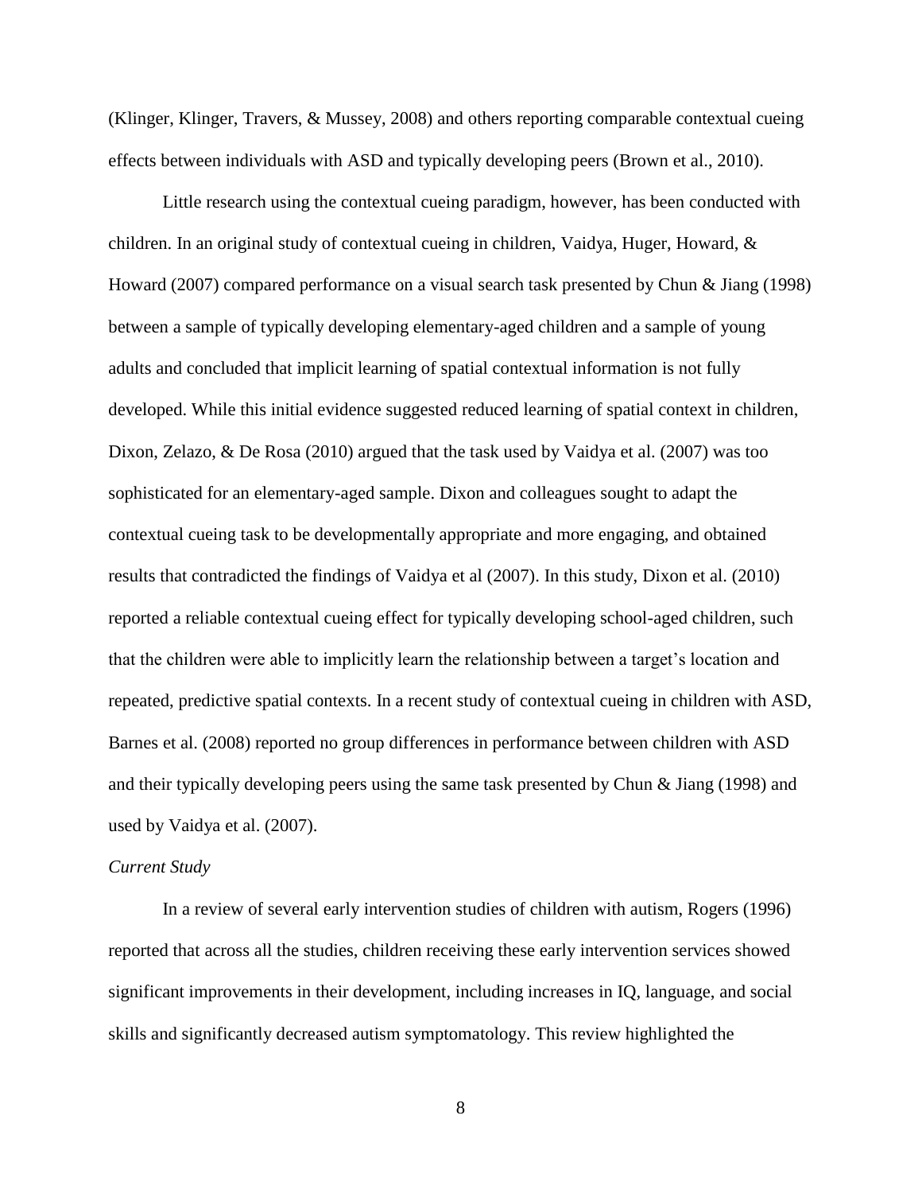(Klinger, Klinger, Travers, & Mussey, 2008) and others reporting comparable contextual cueing effects between individuals with ASD and typically developing peers (Brown et al., 2010).

Little research using the contextual cueing paradigm, however, has been conducted with children. In an original study of contextual cueing in children, Vaidya, Huger, Howard, & Howard (2007) compared performance on a visual search task presented by Chun & Jiang (1998) between a sample of typically developing elementary-aged children and a sample of young adults and concluded that implicit learning of spatial contextual information is not fully developed. While this initial evidence suggested reduced learning of spatial context in children, Dixon, Zelazo, & De Rosa (2010) argued that the task used by Vaidya et al. (2007) was too sophisticated for an elementary-aged sample. Dixon and colleagues sought to adapt the contextual cueing task to be developmentally appropriate and more engaging, and obtained results that contradicted the findings of Vaidya et al (2007). In this study, Dixon et al. (2010) reported a reliable contextual cueing effect for typically developing school-aged children, such that the children were able to implicitly learn the relationship between a target's location and repeated, predictive spatial contexts. In a recent study of contextual cueing in children with ASD, Barnes et al. (2008) reported no group differences in performance between children with ASD and their typically developing peers using the same task presented by Chun & Jiang (1998) and used by Vaidya et al. (2007).

*Current Study*

In a review of several early intervention studies of children with autism, Rogers (1996) reported that across all the studies, children receiving these early intervention services showed significant improvements in their development, including increases in IQ, language, and social skills and significantly decreased autism symptomatology. This review highlighted the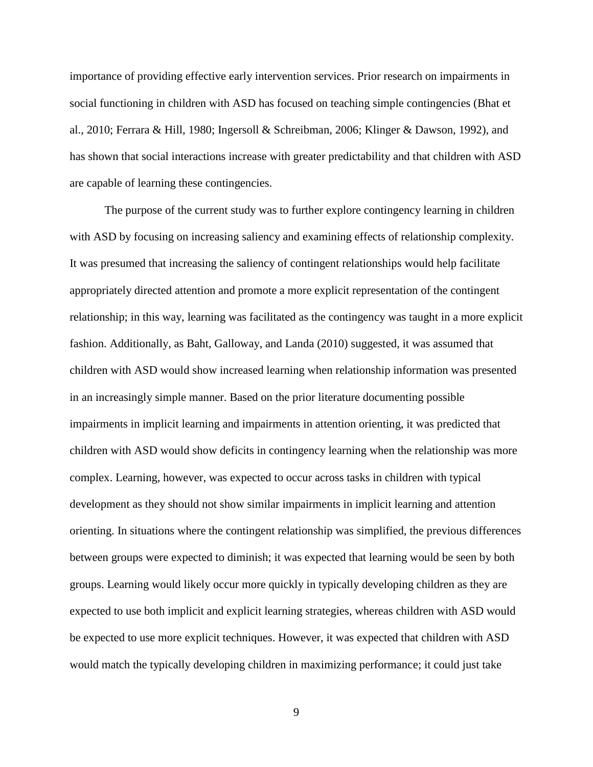importance of providing effective early intervention services. Prior research on impairments in social functioning in children with ASD has focused on teaching simple contingencies (Bhat et al., 2010; Ferrara & Hill, 1980; Ingersoll & Schreibman, 2006; Klinger & Dawson, 1992), and has shown that social interactions increase with greater predictability and that children with ASD are capable of learning these contingencies.

The purpose of the current study was to further explore contingency learning in children with ASD by focusing on increasing saliency and examining effects of relationship complexity. It was presumed that increasing the saliency of contingent relationships would help facilitate appropriately directed attention and promote a more explicit representation of the contingent relationship; in this way, learning was facilitated as the contingency was taught in a more explicit fashion. Additionally, as Baht, Galloway, and Landa (2010) suggested, it was assumed that children with ASD would show increased learning when relationship information was presented in an increasingly simple manner. Based on the prior literature documenting possible impairments in implicit learning and impairments in attention orienting, it was predicted that children with ASD would show deficits in contingency learning when the relationship was more complex. Learning, however, was expected to occur across tasks in children with typical development as they should not show similar impairments in implicit learning and attention orienting. In situations where the contingent relationship was simplified, the previous differences between groups were expected to diminish; it was expected that learning would be seen by both groups. Learning would likely occur more quickly in typically developing children as they are expected to use both implicit and explicit learning strategies, whereas children with ASD would be expected to use more explicit techniques. However, it was expected that children with ASD would match the typically developing children in maximizing performance; it could just take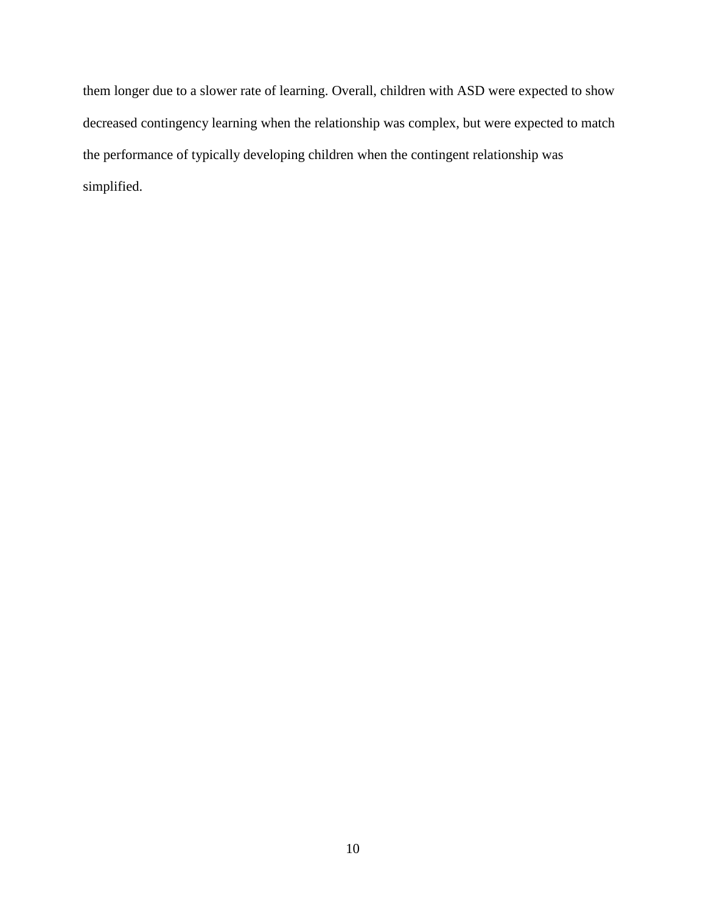them longer due to a slower rate of learning. Overall, children with ASD were expected to show decreased contingency learning when the relationship was complex, but were expected to match the performance of typically developing children when the contingent relationship was simplified.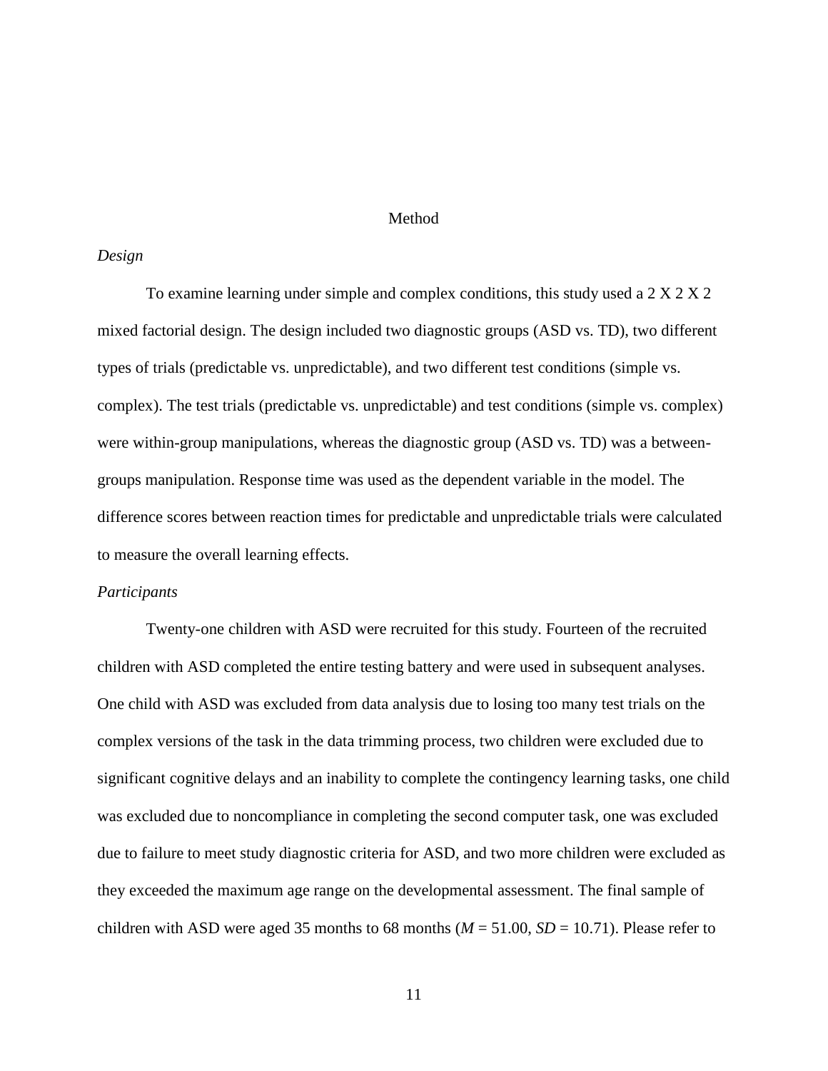# Method

### *Design*

To examine learning under simple and complex conditions, this study used a 2 X 2 X 2 mixed factorial design. The design included two diagnostic groups (ASD vs. TD), two different types of trials (predictable vs. unpredictable), and two different test conditions (simple vs. complex). The test trials (predictable vs. unpredictable) and test conditions (simple vs. complex) were within-group manipulations, whereas the diagnostic group (ASD vs. TD) was a between-groups manipulation. Response time was used as the dependent variable in the model. The difference scores between reaction times for predictable and unpredictable trials were calculated to measure the overall learning effects.

### *Participants*

Twenty-one children with ASD were recruited for this study. Fourteen of the recruited children with ASD completed the entire testing battery and were used in subsequent analyses. One child with ASD was excluded from data analysis due to losing too many test trials on the complex versions of the task in the data trimming process, two children were excluded due to significant cognitive delays and an inability to complete the contingency learning tasks, one child was excluded due to noncompliance in completing the second computer task, one was excluded due to failure to meet study diagnostic criteria for ASD, and two more children were excluded as they exceeded the maximum age range on the developmental assessment. The final sample of children with ASD were aged 35 months to 68 months ($M$ = 51.00, $SD$ = 10.71). Please refer to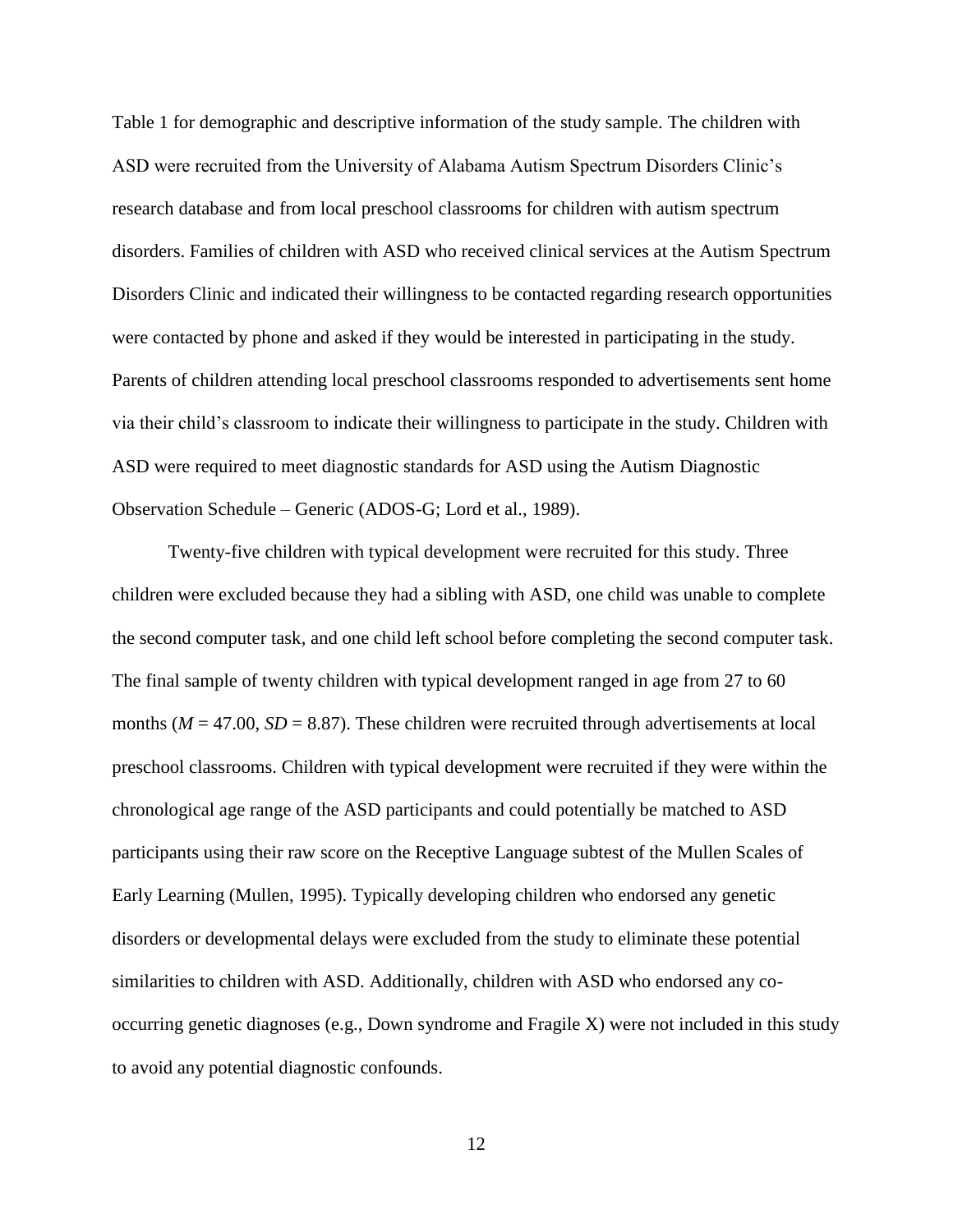Table 1 for demographic and descriptive information of the study sample. The children with ASD were recruited from the University of Alabama Autism Spectrum Disorders Clinic's research database and from local preschool classrooms for children with autism spectrum disorders. Families of children with ASD who received clinical services at the Autism Spectrum Disorders Clinic and indicated their willingness to be contacted regarding research opportunities were contacted by phone and asked if they would be interested in participating in the study. Parents of children attending local preschool classrooms responded to advertisements sent home via their child's classroom to indicate their willingness to participate in the study. Children with ASD were required to meet diagnostic standards for ASD using the Autism Diagnostic Observation Schedule – Generic (ADOS-G; Lord et al., 1989).

Twenty-five children with typical development were recruited for this study. Three children were excluded because they had a sibling with ASD, one child was unable to complete the second computer task, and one child left school before completing the second computer task. The final sample of twenty children with typical development ranged in age from 27 to 60 months (*M* = 47.00, *SD* = 8.87). These children were recruited through advertisements at local preschool classrooms. Children with typical development were recruited if they were within the chronological age range of the ASD participants and could potentially be matched to ASD participants using their raw score on the Receptive Language subtest of the Mullen Scales of Early Learning (Mullen, 1995). Typically developing children who endorsed any genetic disorders or developmental delays were excluded from the study to eliminate these potential similarities to children with ASD. Additionally, children with ASD who endorsed any co-occurring genetic diagnoses (e.g., Down syndrome and Fragile X) were not included in this study to avoid any potential diagnostic confounds.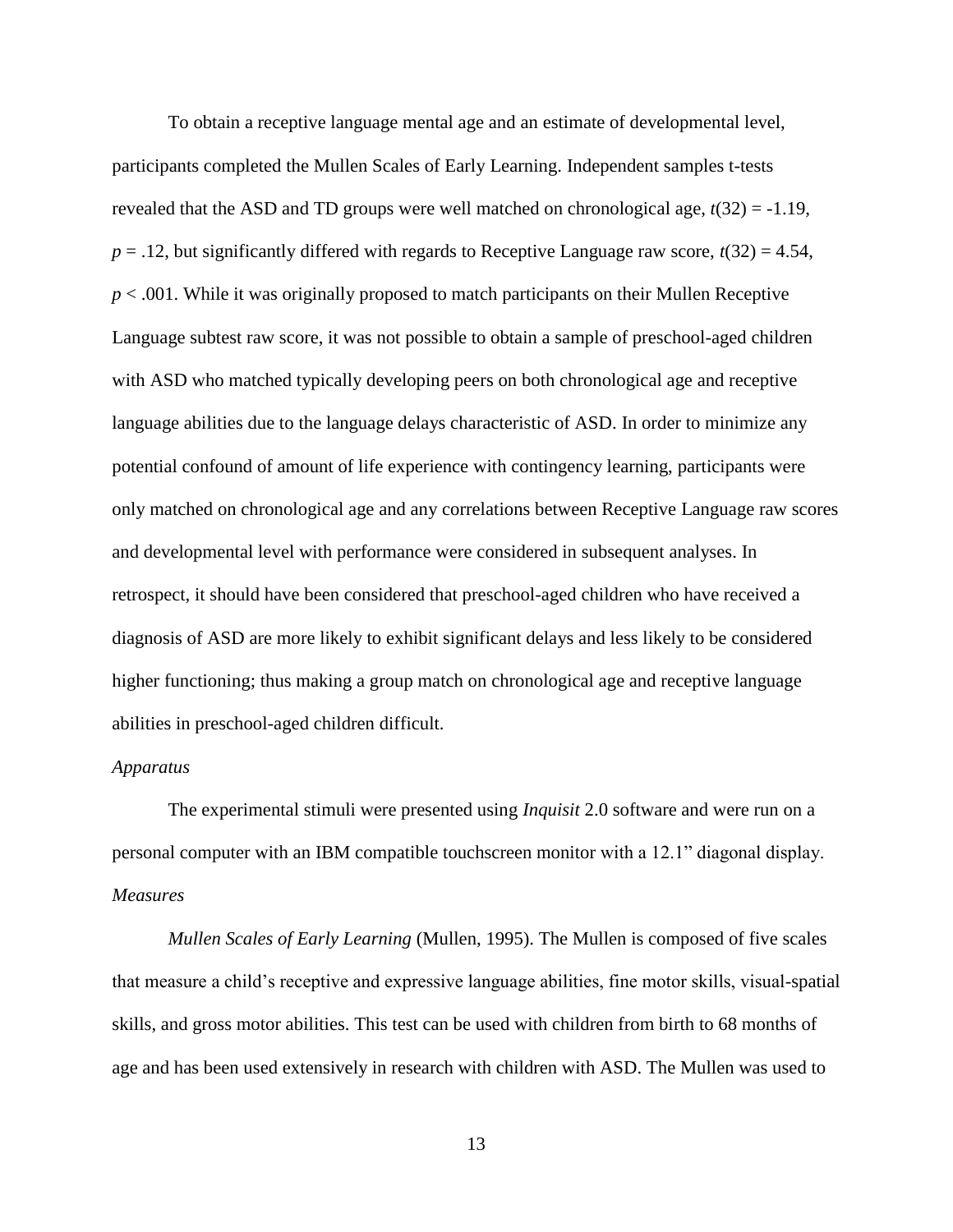To obtain a receptive language mental age and an estimate of developmental level, participants completed the Mullen Scales of Early Learning. Independent samples t-tests revealed that the ASD and TD groups were well matched on chronological age, $t(32) = -1.19$, $p = .12$, but significantly differed with regards to Receptive Language raw score, $t(32) = 4.54$, $p < .001$. While it was originally proposed to match participants on their Mullen Receptive Language subtest raw score, it was not possible to obtain a sample of preschool-aged children with ASD who matched typically developing peers on both chronological age and receptive language abilities due to the language delays characteristic of ASD. In order to minimize any potential confound of amount of life experience with contingency learning, participants were only matched on chronological age and any correlations between Receptive Language raw scores and developmental level with performance were considered in subsequent analyses. In retrospect, it should have been considered that preschool-aged children who have received a diagnosis of ASD are more likely to exhibit significant delays and less likely to be considered higher functioning; thus making a group match on chronological age and receptive language abilities in preschool-aged children difficult.

*Apparatus*

The experimental stimuli were presented using *Inquisit* 2.0 software and were run on a personal computer with an IBM compatible touchscreen monitor with a 12.1" diagonal display.

*Measures*

*Mullen Scales of Early Learning* (Mullen, 1995). The Mullen is composed of five scales that measure a child's receptive and expressive language abilities, fine motor skills, visual-spatial skills, and gross motor abilities. This test can be used with children from birth to 68 months of age and has been used extensively in research with children with ASD. The Mullen was used to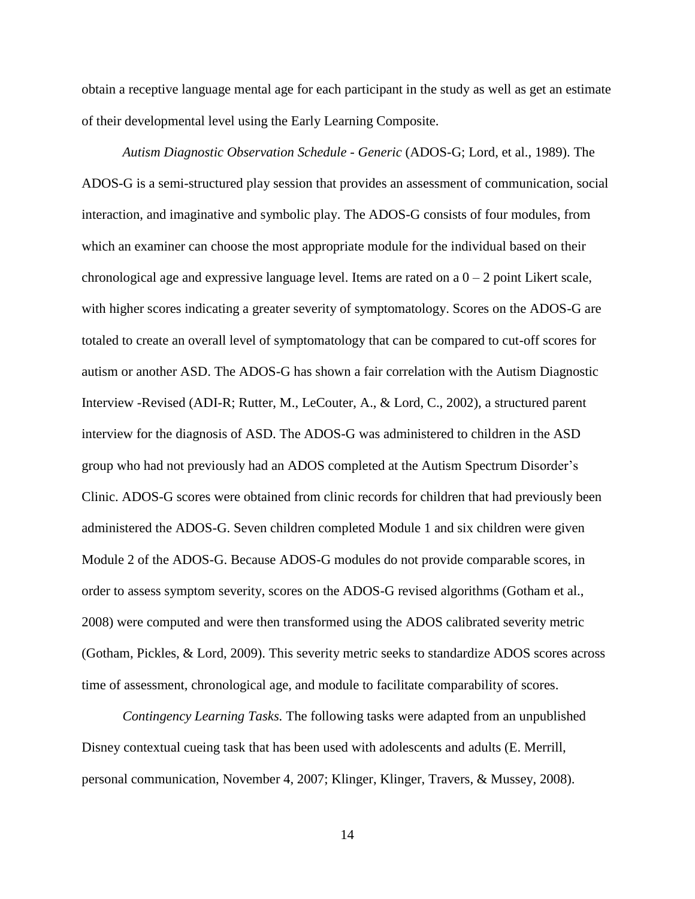obtain a receptive language mental age for each participant in the study as well as get an estimate of their developmental level using the Early Learning Composite.

*Autism Diagnostic Observation Schedule - Generic* (ADOS-G; Lord, et al., 1989). The ADOS-G is a semi-structured play session that provides an assessment of communication, social interaction, and imaginative and symbolic play. The ADOS-G consists of four modules, from which an examiner can choose the most appropriate module for the individual based on their chronological age and expressive language level. Items are rated on a 0 – 2 point Likert scale, with higher scores indicating a greater severity of symptomatology. Scores on the ADOS-G are totaled to create an overall level of symptomatology that can be compared to cut-off scores for autism or another ASD. The ADOS-G has shown a fair correlation with the Autism Diagnostic Interview -Revised (ADI-R; Rutter, M., LeCouter, A., & Lord, C., 2002), a structured parent interview for the diagnosis of ASD. The ADOS-G was administered to children in the ASD group who had not previously had an ADOS completed at the Autism Spectrum Disorder's Clinic. ADOS-G scores were obtained from clinic records for children that had previously been administered the ADOS-G. Seven children completed Module 1 and six children were given Module 2 of the ADOS-G. Because ADOS-G modules do not provide comparable scores, in order to assess symptom severity, scores on the ADOS-G revised algorithms (Gotham et al., 2008) were computed and were then transformed using the ADOS calibrated severity metric (Gotham, Pickles, & Lord, 2009). This severity metric seeks to standardize ADOS scores across time of assessment, chronological age, and module to facilitate comparability of scores.

*Contingency Learning Tasks.* The following tasks were adapted from an unpublished Disney contextual cueing task that has been used with adolescents and adults (E. Merrill, personal communication, November 4, 2007; Klinger, Klinger, Travers, & Mussey, 2008).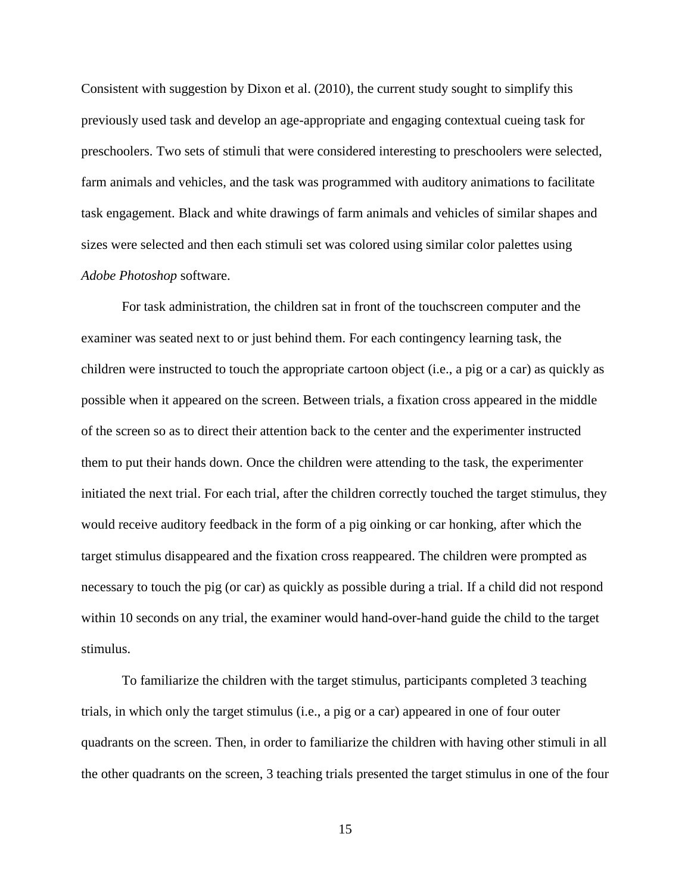Consistent with suggestion by Dixon et al. (2010), the current study sought to simplify this previously used task and develop an age-appropriate and engaging contextual cueing task for preschoolers. Two sets of stimuli that were considered interesting to preschoolers were selected, farm animals and vehicles, and the task was programmed with auditory animations to facilitate task engagement. Black and white drawings of farm animals and vehicles of similar shapes and sizes were selected and then each stimuli set was colored using similar color palettes using *Adobe Photoshop* software.

For task administration, the children sat in front of the touchscreen computer and the examiner was seated next to or just behind them. For each contingency learning task, the children were instructed to touch the appropriate cartoon object (i.e., a pig or a car) as quickly as possible when it appeared on the screen. Between trials, a fixation cross appeared in the middle of the screen so as to direct their attention back to the center and the experimenter instructed them to put their hands down. Once the children were attending to the task, the experimenter initiated the next trial. For each trial, after the children correctly touched the target stimulus, they would receive auditory feedback in the form of a pig oinking or car honking, after which the target stimulus disappeared and the fixation cross reappeared. The children were prompted as necessary to touch the pig (or car) as quickly as possible during a trial. If a child did not respond within 10 seconds on any trial, the examiner would hand-over-hand guide the child to the target stimulus.

To familiarize the children with the target stimulus, participants completed 3 teaching trials, in which only the target stimulus (i.e., a pig or a car) appeared in one of four outer quadrants on the screen. Then, in order to familiarize the children with having other stimuli in all the other quadrants on the screen, 3 teaching trials presented the target stimulus in one of the four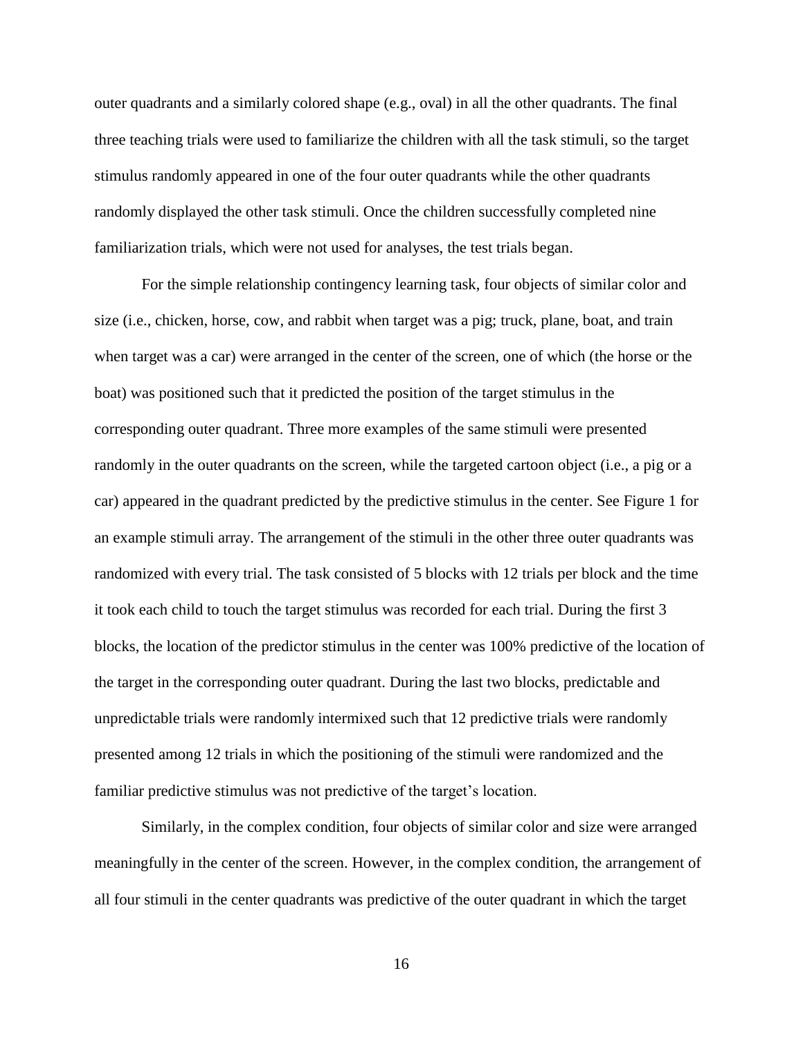outer quadrants and a similarly colored shape (e.g., oval) in all the other quadrants. The final three teaching trials were used to familiarize the children with all the task stimuli, so the target stimulus randomly appeared in one of the four outer quadrants while the other quadrants randomly displayed the other task stimuli. Once the children successfully completed nine familiarization trials, which were not used for analyses, the test trials began.

For the simple relationship contingency learning task, four objects of similar color and size (i.e., chicken, horse, cow, and rabbit when target was a pig; truck, plane, boat, and train when target was a car) were arranged in the center of the screen, one of which (the horse or the boat) was positioned such that it predicted the position of the target stimulus in the corresponding outer quadrant. Three more examples of the same stimuli were presented randomly in the outer quadrants on the screen, while the targeted cartoon object (i.e., a pig or a car) appeared in the quadrant predicted by the predictive stimulus in the center. See Figure 1 for an example stimuli array. The arrangement of the stimuli in the other three outer quadrants was randomized with every trial. The task consisted of 5 blocks with 12 trials per block and the time it took each child to touch the target stimulus was recorded for each trial. During the first 3 blocks, the location of the predictor stimulus in the center was 100% predictive of the location of the target in the corresponding outer quadrant. During the last two blocks, predictable and unpredictable trials were randomly intermixed such that 12 predictive trials were randomly presented among 12 trials in which the positioning of the stimuli were randomized and the familiar predictive stimulus was not predictive of the target's location.

Similarly, in the complex condition, four objects of similar color and size were arranged meaningfully in the center of the screen. However, in the complex condition, the arrangement of all four stimuli in the center quadrants was predictive of the outer quadrant in which the target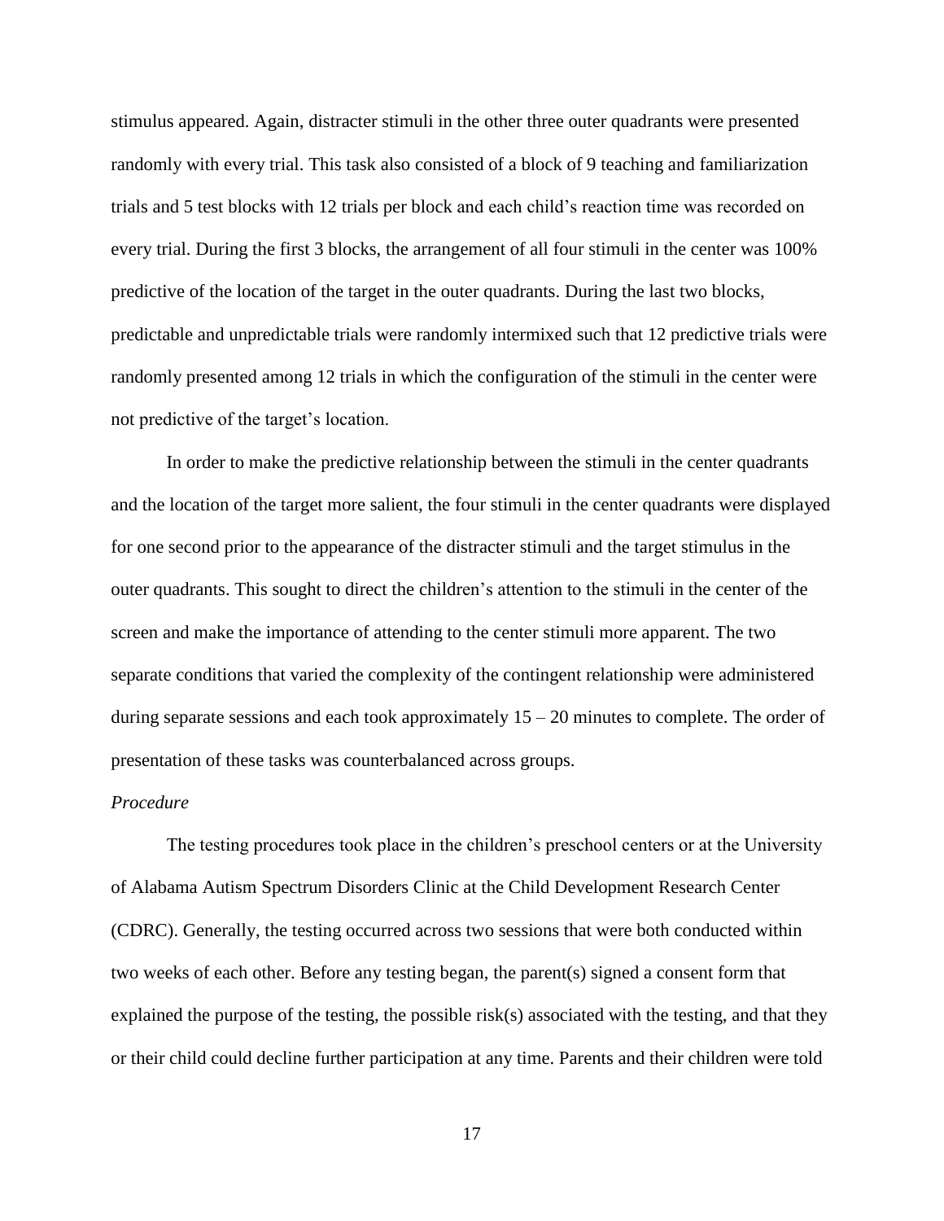stimulus appeared. Again, distracter stimuli in the other three outer quadrants were presented randomly with every trial. This task also consisted of a block of 9 teaching and familiarization trials and 5 test blocks with 12 trials per block and each child's reaction time was recorded on every trial. During the first 3 blocks, the arrangement of all four stimuli in the center was 100% predictive of the location of the target in the outer quadrants. During the last two blocks, predictable and unpredictable trials were randomly intermixed such that 12 predictive trials were randomly presented among 12 trials in which the configuration of the stimuli in the center were not predictive of the target's location.

In order to make the predictive relationship between the stimuli in the center quadrants and the location of the target more salient, the four stimuli in the center quadrants were displayed for one second prior to the appearance of the distracter stimuli and the target stimulus in the outer quadrants. This sought to direct the children's attention to the stimuli in the center of the screen and make the importance of attending to the center stimuli more apparent. The two separate conditions that varied the complexity of the contingent relationship were administered during separate sessions and each took approximately 15 – 20 minutes to complete. The order of presentation of these tasks was counterbalanced across groups.

*Procedure*

The testing procedures took place in the children's preschool centers or at the University of Alabama Autism Spectrum Disorders Clinic at the Child Development Research Center (CDRC). Generally, the testing occurred across two sessions that were both conducted within two weeks of each other. Before any testing began, the parent(s) signed a consent form that explained the purpose of the testing, the possible risk(s) associated with the testing, and that they or their child could decline further participation at any time. Parents and their children were told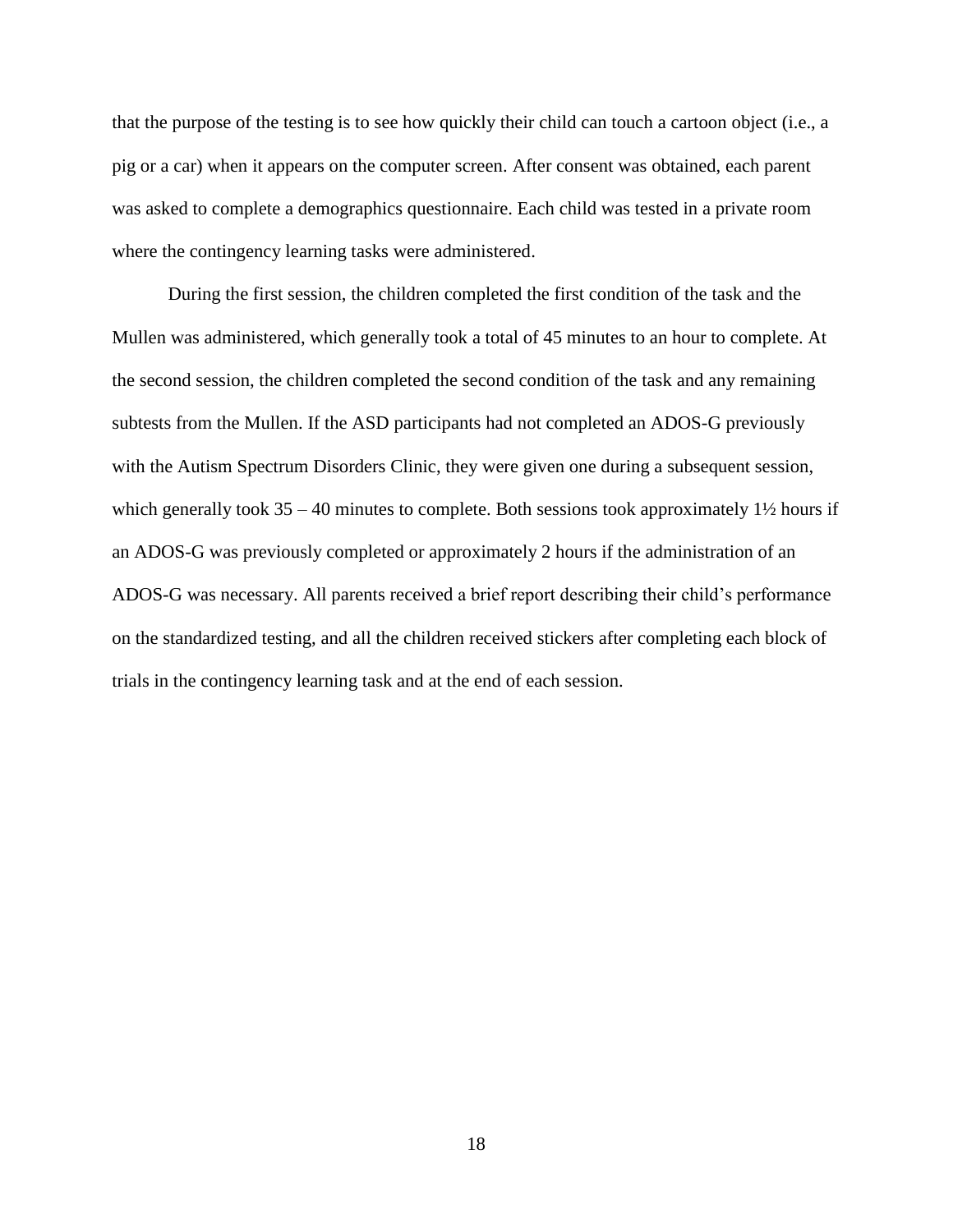that the purpose of the testing is to see how quickly their child can touch a cartoon object (i.e., a pig or a car) when it appears on the computer screen. After consent was obtained, each parent was asked to complete a demographics questionnaire. Each child was tested in a private room where the contingency learning tasks were administered.

During the first session, the children completed the first condition of the task and the Mullen was administered, which generally took a total of 45 minutes to an hour to complete. At the second session, the children completed the second condition of the task and any remaining subtests from the Mullen. If the ASD participants had not completed an ADOS-G previously with the Autism Spectrum Disorders Clinic, they were given one during a subsequent session, which generally took 35 – 40 minutes to complete. Both sessions took approximately 1½ hours if an ADOS-G was previously completed or approximately 2 hours if the administration of an ADOS-G was necessary. All parents received a brief report describing their child's performance on the standardized testing, and all the children received stickers after completing each block of trials in the contingency learning task and at the end of each session.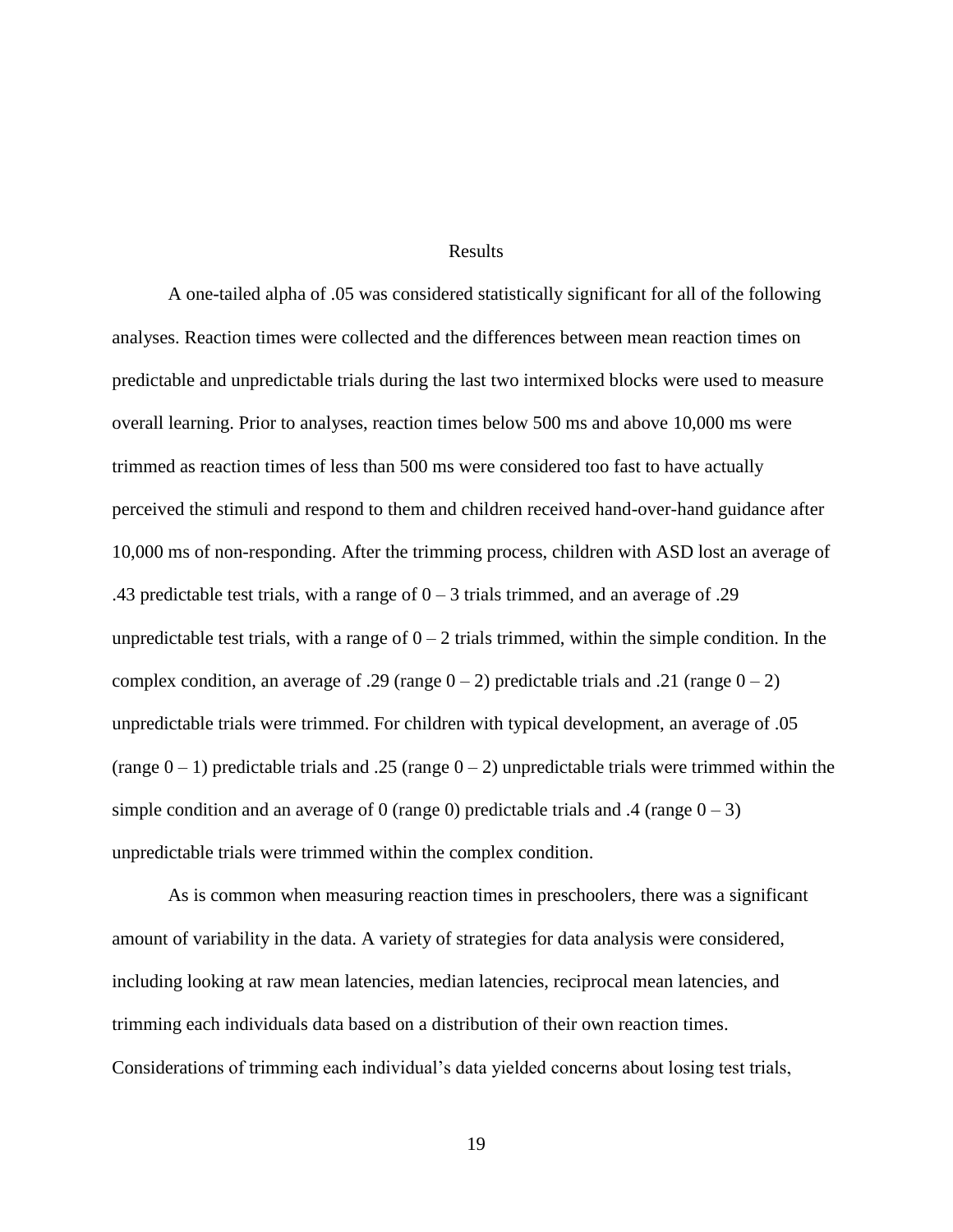# Results

A one-tailed alpha of .05 was considered statistically significant for all of the following analyses. Reaction times were collected and the differences between mean reaction times on predictable and unpredictable trials during the last two intermixed blocks were used to measure overall learning. Prior to analyses, reaction times below 500 ms and above 10,000 ms were trimmed as reaction times of less than 500 ms were considered too fast to have actually perceived the stimuli and respond to them and children received hand-over-hand guidance after 10,000 ms of non-responding. After the trimming process, children with ASD lost an average of .43 predictable test trials, with a range of 0 – 3 trials trimmed, and an average of .29 unpredictable test trials, with a range of 0 – 2 trials trimmed, within the simple condition. In the complex condition, an average of .29 (range 0 – 2) predictable trials and .21 (range 0 – 2) unpredictable trials were trimmed. For children with typical development, an average of .05 (range 0 – 1) predictable trials and .25 (range 0 – 2) unpredictable trials were trimmed within the simple condition and an average of 0 (range 0) predictable trials and .4 (range 0 – 3) unpredictable trials were trimmed within the complex condition.

As is common when measuring reaction times in preschoolers, there was a significant amount of variability in the data. A variety of strategies for data analysis were considered, including looking at raw mean latencies, median latencies, reciprocal mean latencies, and trimming each individuals data based on a distribution of their own reaction times. Considerations of trimming each individual's data yielded concerns about losing test trials,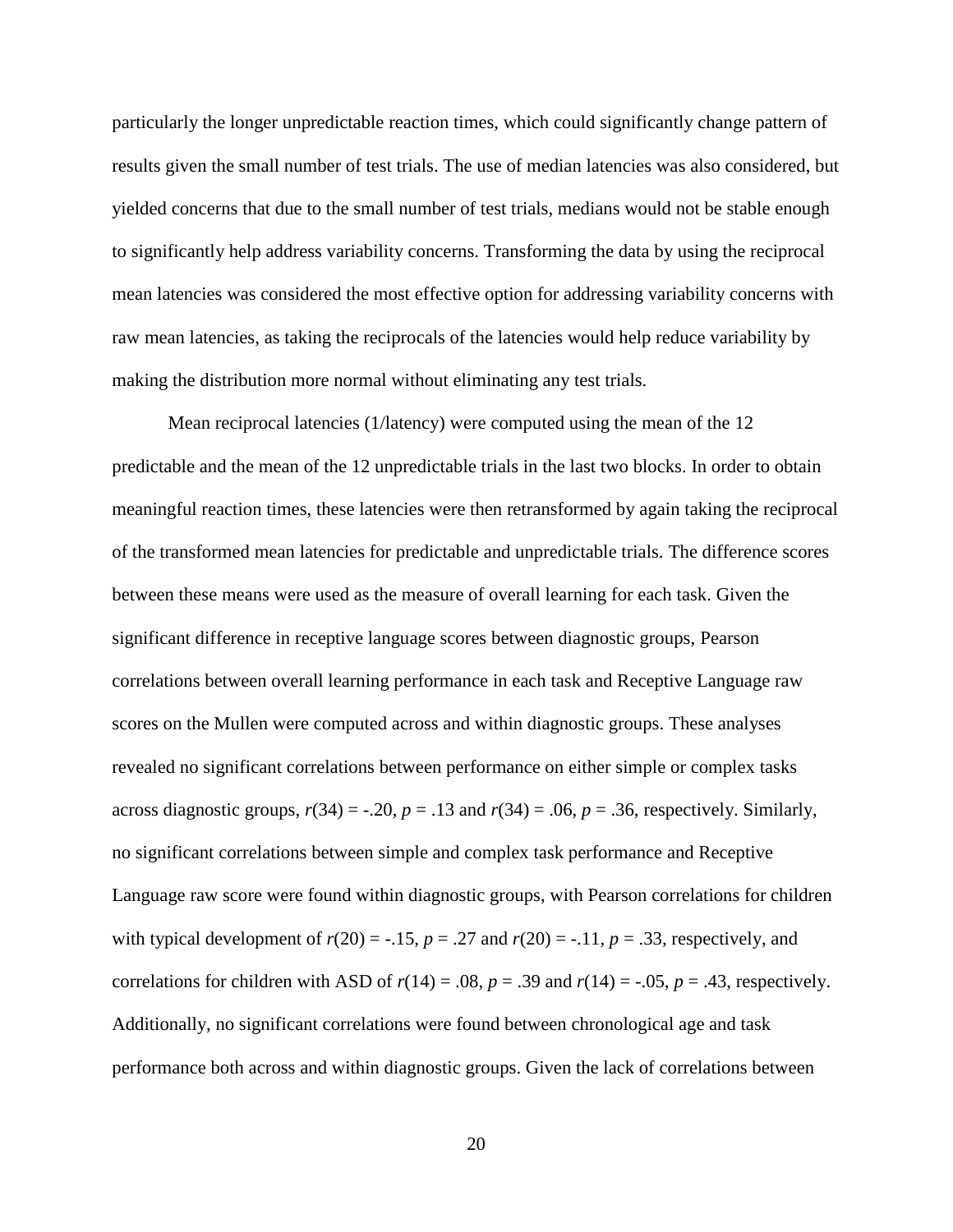particularly the longer unpredictable reaction times, which could significantly change pattern of results given the small number of test trials. The use of median latencies was also considered, but yielded concerns that due to the small number of test trials, medians would not be stable enough to significantly help address variability concerns. Transforming the data by using the reciprocal mean latencies was considered the most effective option for addressing variability concerns with raw mean latencies, as taking the reciprocals of the latencies would help reduce variability by making the distribution more normal without eliminating any test trials.

Mean reciprocal latencies (1/latency) were computed using the mean of the 12 predictable and the mean of the 12 unpredictable trials in the last two blocks. In order to obtain meaningful reaction times, these latencies were then retransformed by again taking the reciprocal of the transformed mean latencies for predictable and unpredictable trials. The difference scores between these means were used as the measure of overall learning for each task. Given the significant difference in receptive language scores between diagnostic groups, Pearson correlations between overall learning performance in each task and Receptive Language raw scores on the Mullen were computed across and within diagnostic groups. These analyses revealed no significant correlations between performance on either simple or complex tasks across diagnostic groups, $r(34) = -.20$, $p = .13$ and $r(34) = .06$, $p = .36$, respectively. Similarly, no significant correlations between simple and complex task performance and Receptive Language raw score were found within diagnostic groups, with Pearson correlations for children with typical development of $r(20) = -.15$, $p = .27$ and $r(20) = -.11$, $p = .33$, respectively, and correlations for children with ASD of $r(14) = .08$, $p = .39$ and $r(14) = -.05$, $p = .43$, respectively. Additionally, no significant correlations were found between chronological age and task performance both across and within diagnostic groups. Given the lack of correlations between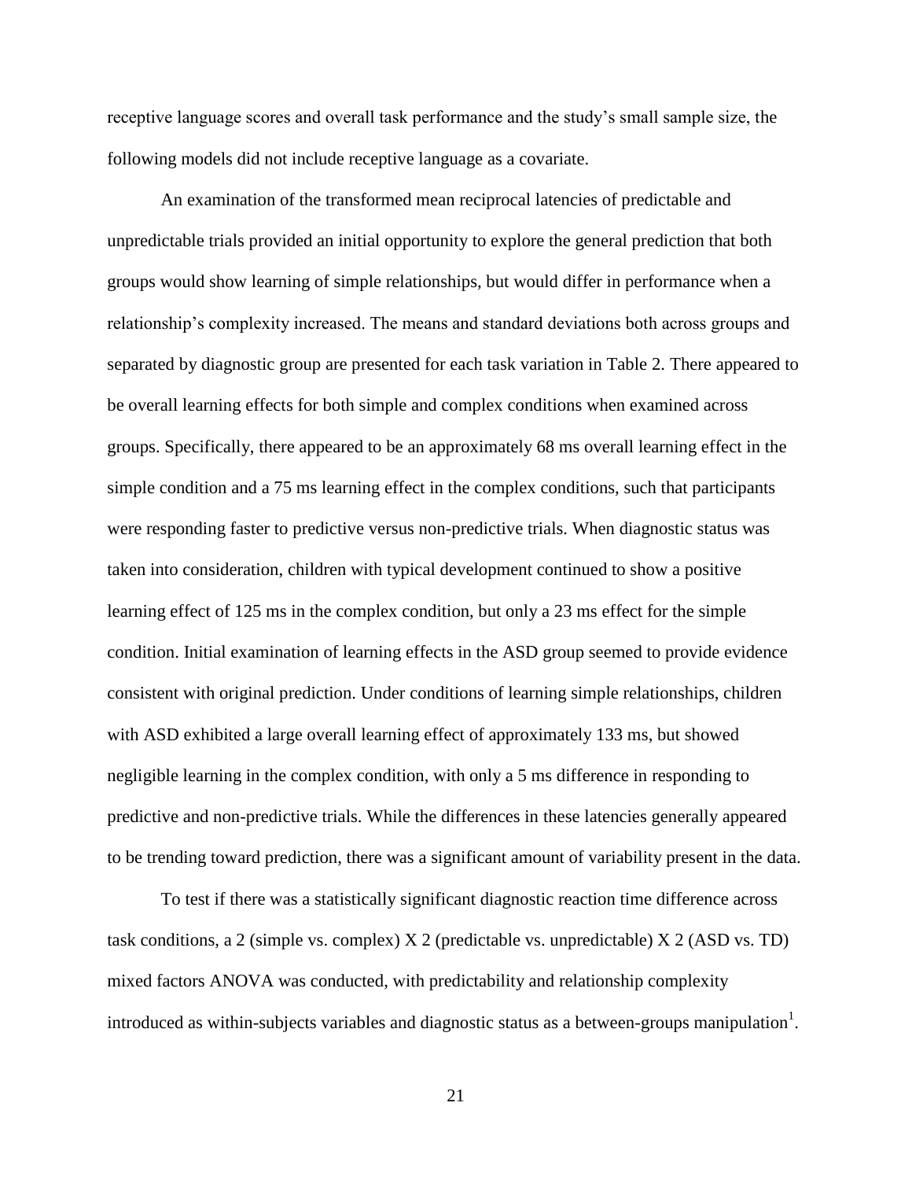receptive language scores and overall task performance and the study's small sample size, the following models did not include receptive language as a covariate.

An examination of the transformed mean reciprocal latencies of predictable and unpredictable trials provided an initial opportunity to explore the general prediction that both groups would show learning of simple relationships, but would differ in performance when a relationship's complexity increased. The means and standard deviations both across groups and separated by diagnostic group are presented for each task variation in Table 2. There appeared to be overall learning effects for both simple and complex conditions when examined across groups. Specifically, there appeared to be an approximately 68 ms overall learning effect in the simple condition and a 75 ms learning effect in the complex conditions, such that participants were responding faster to predictive versus non-predictive trials. When diagnostic status was taken into consideration, children with typical development continued to show a positive learning effect of 125 ms in the complex condition, but only a 23 ms effect for the simple condition. Initial examination of learning effects in the ASD group seemed to provide evidence consistent with original prediction. Under conditions of learning simple relationships, children with ASD exhibited a large overall learning effect of approximately 133 ms, but showed negligible learning in the complex condition, with only a 5 ms difference in responding to predictive and non-predictive trials. While the differences in these latencies generally appeared to be trending toward prediction, there was a significant amount of variability present in the data.

To test if there was a statistically significant diagnostic reaction time difference across task conditions, a 2 (simple vs. complex) X 2 (predictable vs. unpredictable) X 2 (ASD vs. TD) mixed factors ANOVA was conducted, with predictability and relationship complexity introduced as within-subjects variables and diagnostic status as a between-groups manipulation[1].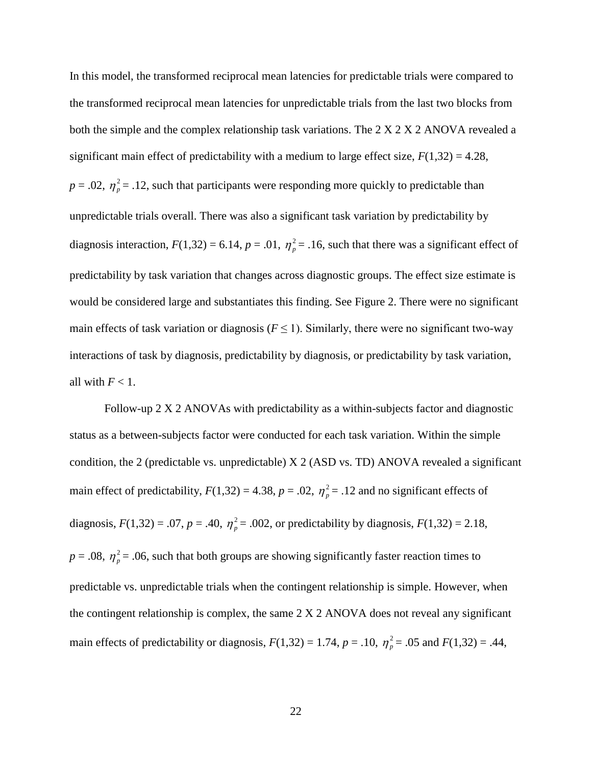In this model, the transformed reciprocal mean latencies for predictable trials were compared to the transformed reciprocal mean latencies for unpredictable trials from the last two blocks from both the simple and the complex relationship task variations. The 2 X 2 X 2 ANOVA revealed a significant main effect of predictability with a medium to large effect size, $F(1,32) = 4.28$, $p = .02$, $\eta_p^2 = .12$, such that participants were responding more quickly to predictable than unpredictable trials overall. There was also a significant task variation by predictability by diagnosis interaction, $F(1,32) = 6.14$, $p = .01$, $\eta_p^2 = .16$, such that there was a significant effect of predictability by task variation that changes across diagnostic groups. The effect size estimate is would be considered large and substantiates this finding. See Figure 2. There were no significant main effects of task variation or diagnosis ($F \leq 1$). Similarly, there were no significant two-way interactions of task by diagnosis, predictability by diagnosis, or predictability by task variation, all with $F < 1$.

Follow-up 2 X 2 ANOVAs with predictability as a within-subjects factor and diagnostic status as a between-subjects factor were conducted for each task variation. Within the simple condition, the 2 (predictable vs. unpredictable) X 2 (ASD vs. TD) ANOVA revealed a significant main effect of predictability, $F(1,32) = 4.38$, $p = .02$, $\eta_p^2 = .12$ and no significant effects of diagnosis, $F(1,32) = .07$, $p = .40$, $\eta_p^2 = .002$, or predictability by diagnosis, $F(1,32) = 2.18$, $p = .08$, $\eta_p^2 = .06$, such that both groups are showing significantly faster reaction times to predictable vs. unpredictable trials when the contingent relationship is simple. However, when the contingent relationship is complex, the same 2 X 2 ANOVA does not reveal any significant main effects of predictability or diagnosis, $F(1,32) = 1.74$, $p = .10$, $\eta_p^2 = .05$ and $F(1,32) = .44$,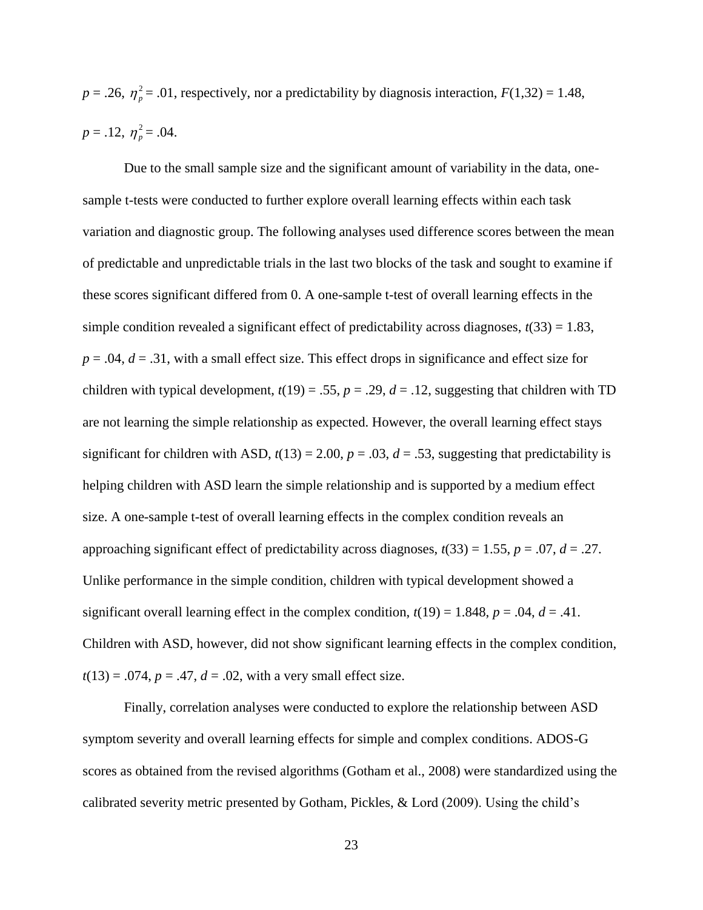$p = .26$, $\eta_p^2 = .01$, respectively, nor a predictability by diagnosis interaction, $F(1,32) = 1.48$, $p = .12$, $\eta_p^2 = .04$.

Due to the small sample size and the significant amount of variability in the data, one-sample t-tests were conducted to further explore overall learning effects within each task variation and diagnostic group. The following analyses used difference scores between the mean of predictable and unpredictable trials in the last two blocks of the task and sought to examine if these scores significant differed from 0. A one-sample t-test of overall learning effects in the simple condition revealed a significant effect of predictability across diagnoses, $t(33) = 1.83$, $p = .04$, $d = .31$, with a small effect size. This effect drops in significance and effect size for children with typical development, $t(19) = .55$, $p = .29$, $d = .12$, suggesting that children with TD are not learning the simple relationship as expected. However, the overall learning effect stays significant for children with ASD, $t(13) = 2.00$, $p = .03$, $d = .53$, suggesting that predictability is helping children with ASD learn the simple relationship and is supported by a medium effect size. A one-sample t-test of overall learning effects in the complex condition reveals an approaching significant effect of predictability across diagnoses, $t(33) = 1.55$, $p = .07$, $d = .27$. Unlike performance in the simple condition, children with typical development showed a significant overall learning effect in the complex condition, $t(19) = 1.848$, $p = .04$, $d = .41$. Children with ASD, however, did not show significant learning effects in the complex condition, $t(13) = .074$, $p = .47$, $d = .02$, with a very small effect size.

Finally, correlation analyses were conducted to explore the relationship between ASD symptom severity and overall learning effects for simple and complex conditions. ADOS-G scores as obtained from the revised algorithms (Gotham et al., 2008) were standardized using the calibrated severity metric presented by Gotham, Pickles, & Lord (2009). Using the child's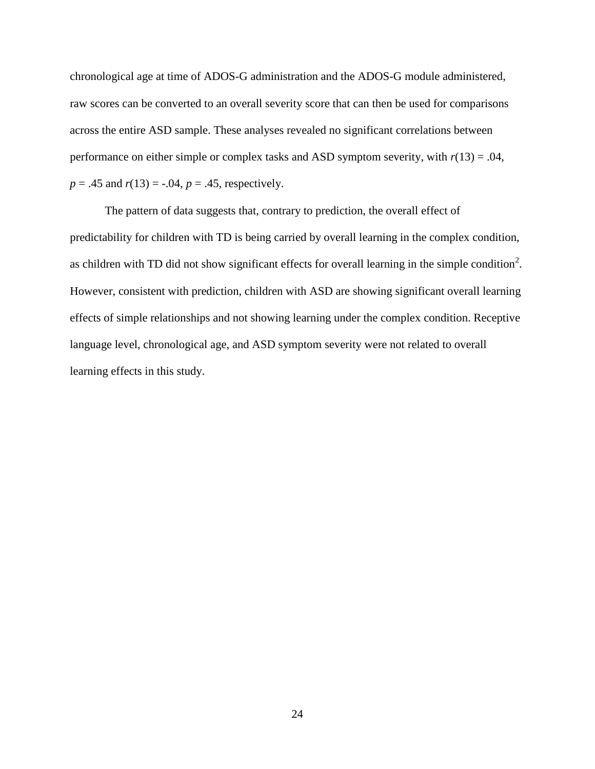chronological age at time of ADOS-G administration and the ADOS-G module administered, raw scores can be converted to an overall severity score that can then be used for comparisons across the entire ASD sample. These analyses revealed no significant correlations between performance on either simple or complex tasks and ASD symptom severity, with $r(13) = .04$, $p = .45$ and $r(13) = -.04$, $p = .45$, respectively.

The pattern of data suggests that, contrary to prediction, the overall effect of predictability for children with TD is being carried by overall learning in the complex condition, as children with TD did not show significant effects for overall learning in the simple condition[2]. However, consistent with prediction, children with ASD are showing significant overall learning effects of simple relationships and not showing learning under the complex condition. Receptive language level, chronological age, and ASD symptom severity were not related to overall learning effects in this study.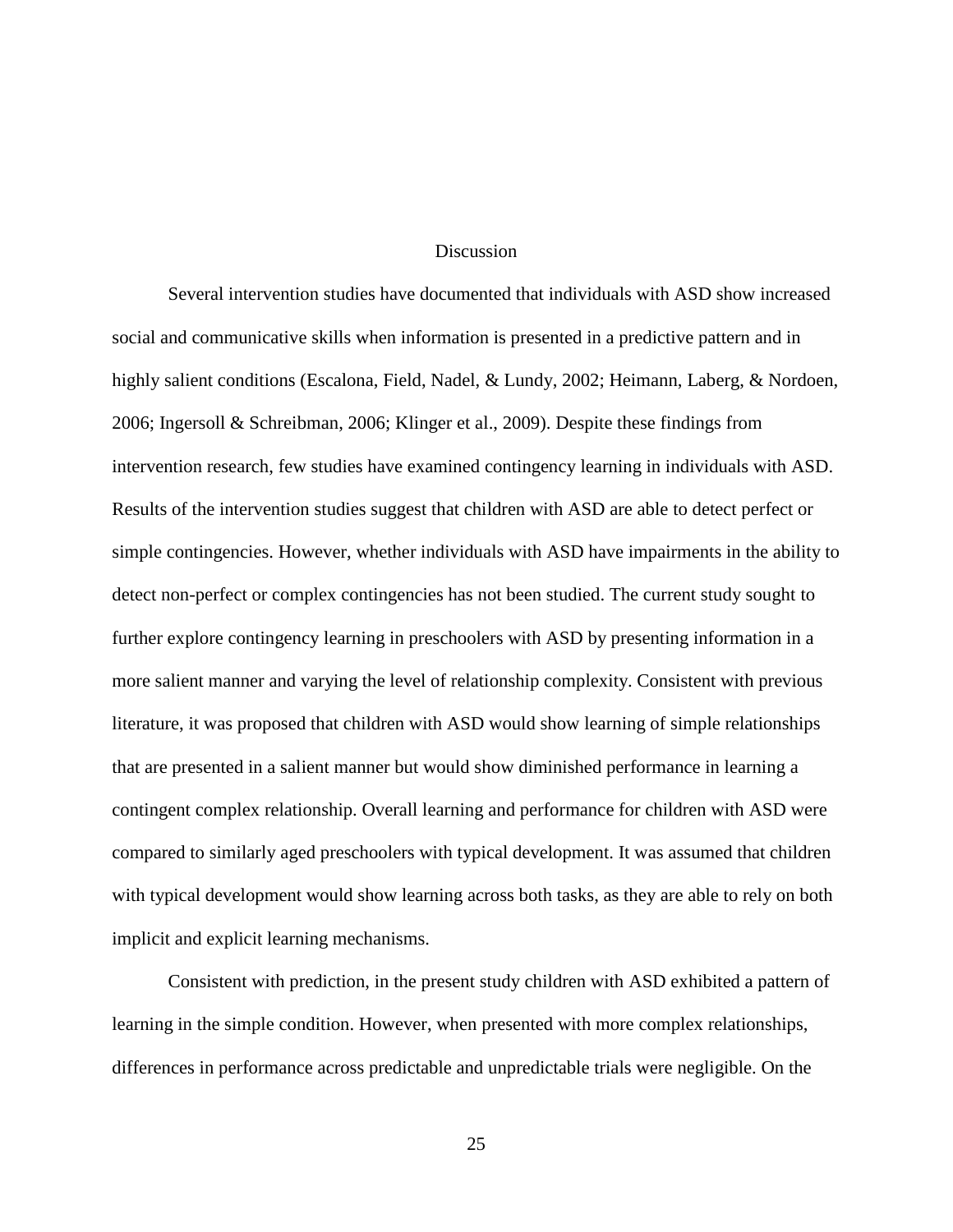# Discussion

Several intervention studies have documented that individuals with ASD show increased social and communicative skills when information is presented in a predictive pattern and in highly salient conditions (Escalona, Field, Nadel, & Lundy, 2002; Heimann, Laberg, & Nordoen, 2006; Ingersoll & Schreibman, 2006; Klinger et al., 2009). Despite these findings from intervention research, few studies have examined contingency learning in individuals with ASD. Results of the intervention studies suggest that children with ASD are able to detect perfect or simple contingencies. However, whether individuals with ASD have impairments in the ability to detect non-perfect or complex contingencies has not been studied. The current study sought to further explore contingency learning in preschoolers with ASD by presenting information in a more salient manner and varying the level of relationship complexity. Consistent with previous literature, it was proposed that children with ASD would show learning of simple relationships that are presented in a salient manner but would show diminished performance in learning a contingent complex relationship. Overall learning and performance for children with ASD were compared to similarly aged preschoolers with typical development. It was assumed that children with typical development would show learning across both tasks, as they are able to rely on both implicit and explicit learning mechanisms.

Consistent with prediction, in the present study children with ASD exhibited a pattern of learning in the simple condition. However, when presented with more complex relationships, differences in performance across predictable and unpredictable trials were negligible. On the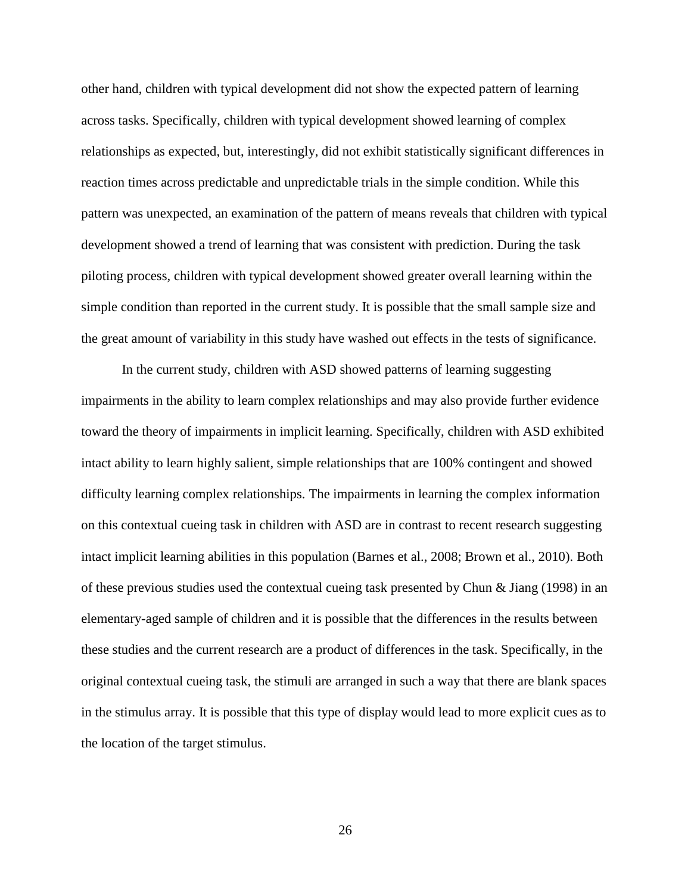other hand, children with typical development did not show the expected pattern of learning across tasks. Specifically, children with typical development showed learning of complex relationships as expected, but, interestingly, did not exhibit statistically significant differences in reaction times across predictable and unpredictable trials in the simple condition. While this pattern was unexpected, an examination of the pattern of means reveals that children with typical development showed a trend of learning that was consistent with prediction. During the task piloting process, children with typical development showed greater overall learning within the simple condition than reported in the current study. It is possible that the small sample size and the great amount of variability in this study have washed out effects in the tests of significance.

In the current study, children with ASD showed patterns of learning suggesting impairments in the ability to learn complex relationships and may also provide further evidence toward the theory of impairments in implicit learning. Specifically, children with ASD exhibited intact ability to learn highly salient, simple relationships that are 100% contingent and showed difficulty learning complex relationships. The impairments in learning the complex information on this contextual cueing task in children with ASD are in contrast to recent research suggesting intact implicit learning abilities in this population (Barnes et al., 2008; Brown et al., 2010). Both of these previous studies used the contextual cueing task presented by Chun & Jiang (1998) in an elementary-aged sample of children and it is possible that the differences in the results between these studies and the current research are a product of differences in the task. Specifically, in the original contextual cueing task, the stimuli are arranged in such a way that there are blank spaces in the stimulus array. It is possible that this type of display would lead to more explicit cues as to the location of the target stimulus.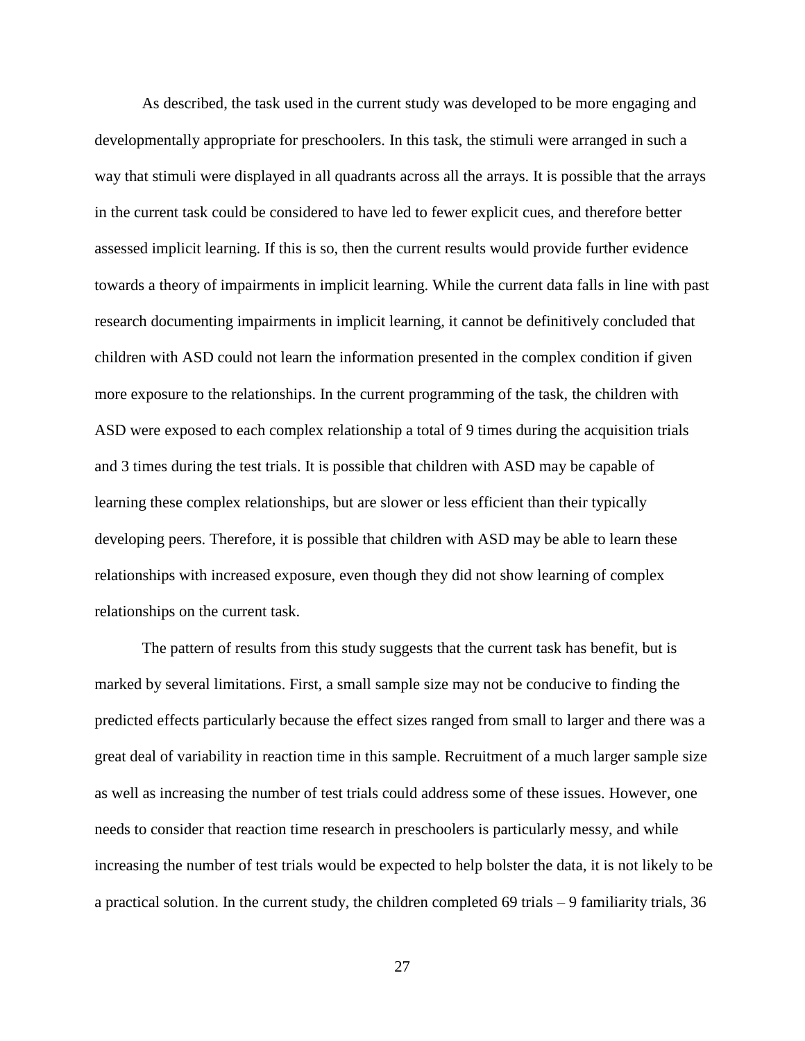As described, the task used in the current study was developed to be more engaging and developmentally appropriate for preschoolers. In this task, the stimuli were arranged in such a way that stimuli were displayed in all quadrants across all the arrays. It is possible that the arrays in the current task could be considered to have led to fewer explicit cues, and therefore better assessed implicit learning. If this is so, then the current results would provide further evidence towards a theory of impairments in implicit learning. While the current data falls in line with past research documenting impairments in implicit learning, it cannot be definitively concluded that children with ASD could not learn the information presented in the complex condition if given more exposure to the relationships. In the current programming of the task, the children with ASD were exposed to each complex relationship a total of 9 times during the acquisition trials and 3 times during the test trials. It is possible that children with ASD may be capable of learning these complex relationships, but are slower or less efficient than their typically developing peers. Therefore, it is possible that children with ASD may be able to learn these relationships with increased exposure, even though they did not show learning of complex relationships on the current task.

The pattern of results from this study suggests that the current task has benefit, but is marked by several limitations. First, a small sample size may not be conducive to finding the predicted effects particularly because the effect sizes ranged from small to larger and there was a great deal of variability in reaction time in this sample. Recruitment of a much larger sample size as well as increasing the number of test trials could address some of these issues. However, one needs to consider that reaction time research in preschoolers is particularly messy, and while increasing the number of test trials would be expected to help bolster the data, it is not likely to be a practical solution. In the current study, the children completed 69 trials – 9 familiarity trials, 36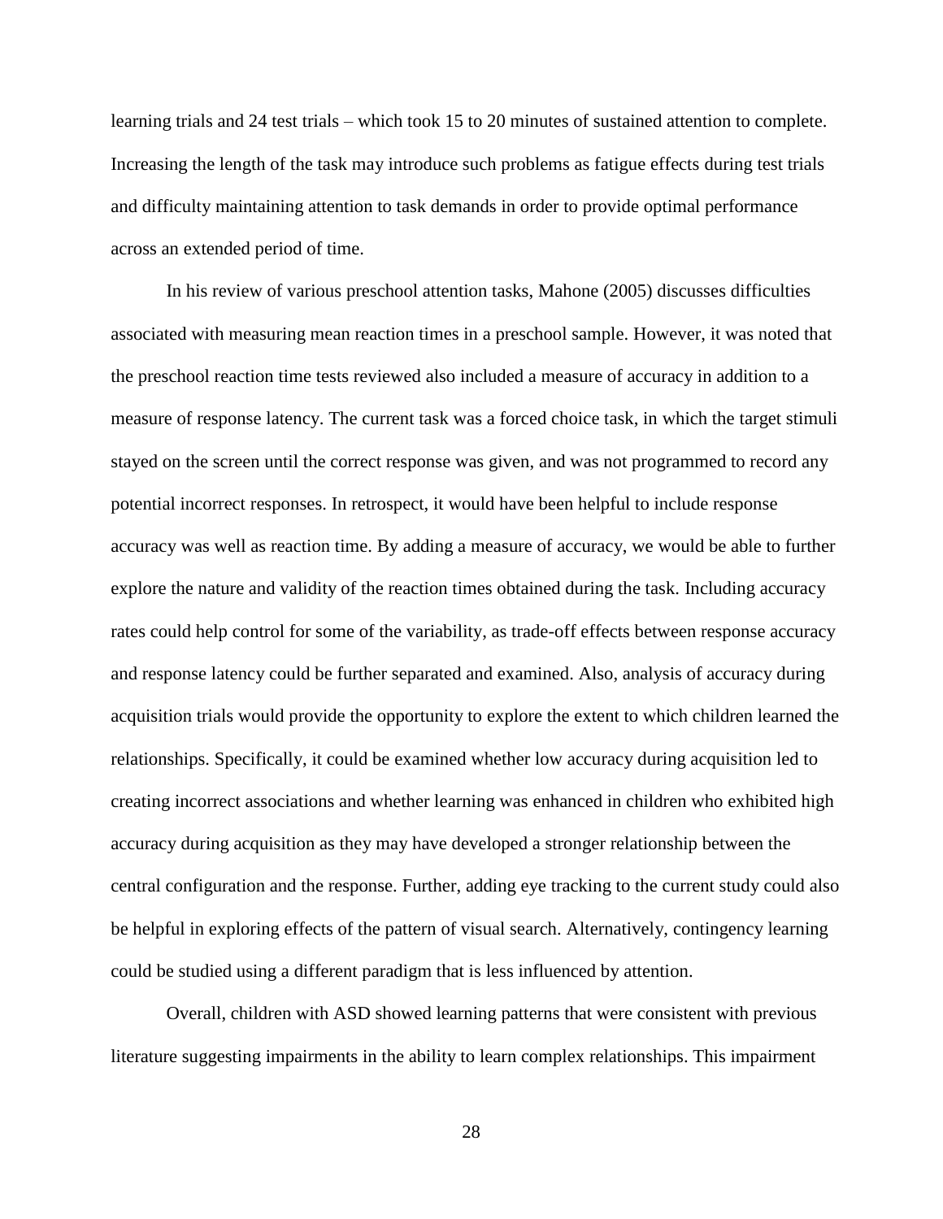learning trials and 24 test trials – which took 15 to 20 minutes of sustained attention to complete. Increasing the length of the task may introduce such problems as fatigue effects during test trials and difficulty maintaining attention to task demands in order to provide optimal performance across an extended period of time.

In his review of various preschool attention tasks, Mahone (2005) discusses difficulties associated with measuring mean reaction times in a preschool sample. However, it was noted that the preschool reaction time tests reviewed also included a measure of accuracy in addition to a measure of response latency. The current task was a forced choice task, in which the target stimuli stayed on the screen until the correct response was given, and was not programmed to record any potential incorrect responses. In retrospect, it would have been helpful to include response accuracy was well as reaction time. By adding a measure of accuracy, we would be able to further explore the nature and validity of the reaction times obtained during the task. Including accuracy rates could help control for some of the variability, as trade-off effects between response accuracy and response latency could be further separated and examined. Also, analysis of accuracy during acquisition trials would provide the opportunity to explore the extent to which children learned the relationships. Specifically, it could be examined whether low accuracy during acquisition led to creating incorrect associations and whether learning was enhanced in children who exhibited high accuracy during acquisition as they may have developed a stronger relationship between the central configuration and the response. Further, adding eye tracking to the current study could also be helpful in exploring effects of the pattern of visual search. Alternatively, contingency learning could be studied using a different paradigm that is less influenced by attention.

Overall, children with ASD showed learning patterns that were consistent with previous literature suggesting impairments in the ability to learn complex relationships. This impairment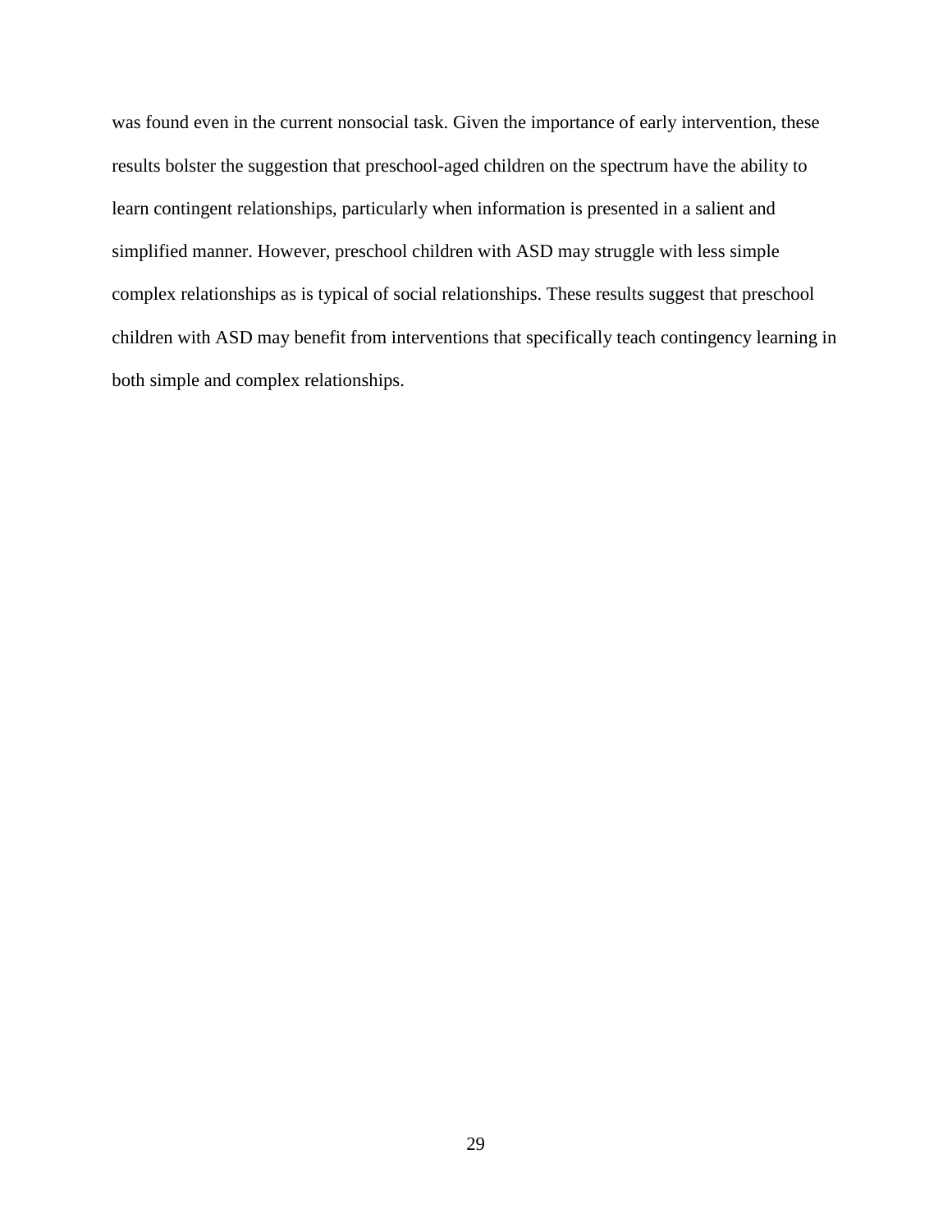was found even in the current nonsocial task. Given the importance of early intervention, these results bolster the suggestion that preschool-aged children on the spectrum have the ability to learn contingent relationships, particularly when information is presented in a salient and simplified manner. However, preschool children with ASD may struggle with less simple complex relationships as is typical of social relationships. These results suggest that preschool children with ASD may benefit from interventions that specifically teach contingency learning in both simple and complex relationships.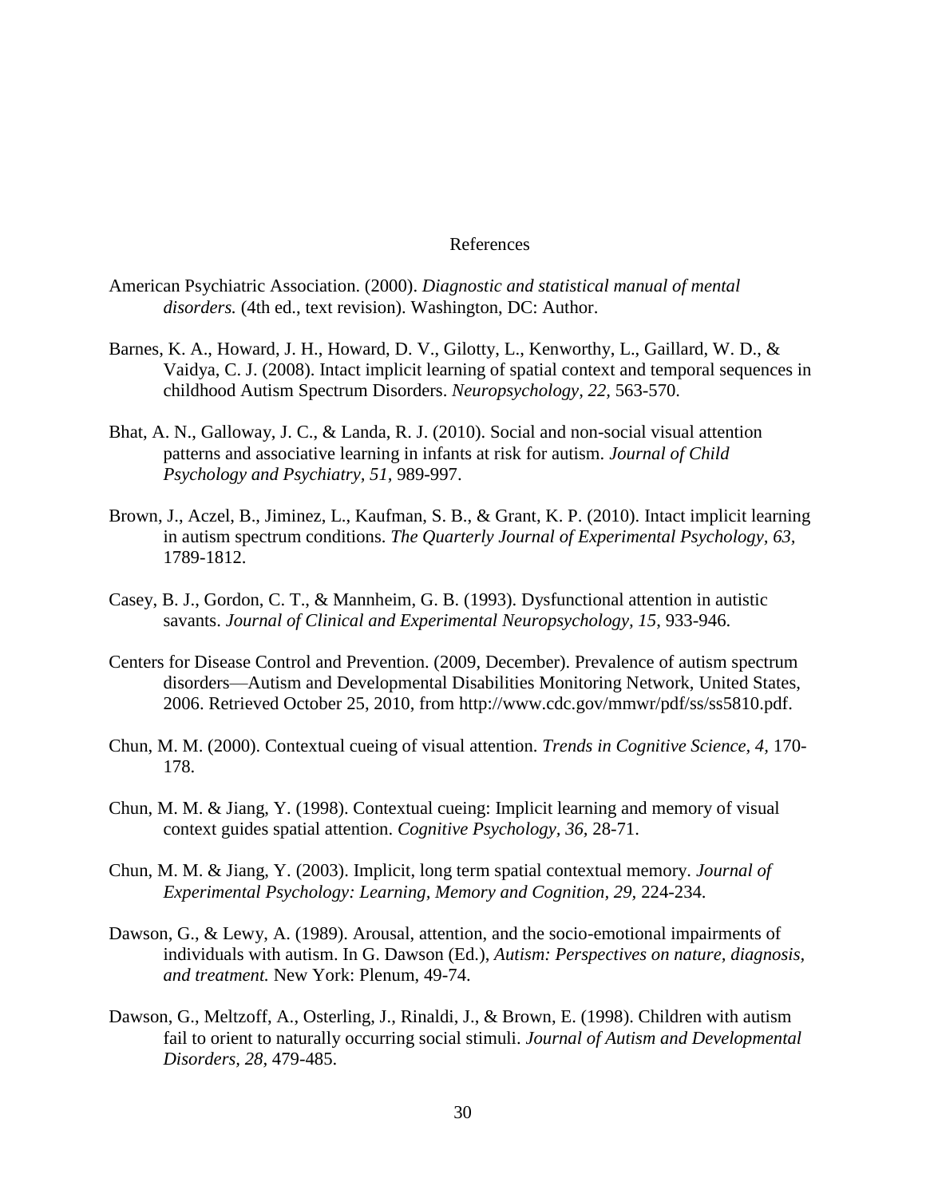# References

American Psychiatric Association. (2000). *Diagnostic and statistical manual of mental disorders.* (4th ed., text revision). Washington, DC: Author.

Barnes, K. A., Howard, J. H., Howard, D. V., Gilotty, L., Kenworthy, L., Gaillard, W. D., & Vaidya, C. J. (2008). Intact implicit learning of spatial context and temporal sequences in childhood Autism Spectrum Disorders. *Neuropsychology, 22,* 563-570.

Bhat, A. N., Galloway, J. C., & Landa, R. J. (2010). Social and non-social visual attention patterns and associative learning in infants at risk for autism. *Journal of Child Psychology and Psychiatry, 51,* 989-997.

Brown, J., Aczel, B., Jiminez, L., Kaufman, S. B., & Grant, K. P. (2010). Intact implicit learning in autism spectrum conditions. *The Quarterly Journal of Experimental Psychology, 63,* 1789-1812.

Casey, B. J., Gordon, C. T., & Mannheim, G. B. (1993). Dysfunctional attention in autistic savants. *Journal of Clinical and Experimental Neuropsychology, 15,* 933-946.

Centers for Disease Control and Prevention. (2009, December). Prevalence of autism spectrum disorders—Autism and Developmental Disabilities Monitoring Network, United States, 2006. Retrieved October 25, 2010, from http://www.cdc.gov/mmwr/pdf/ss/ss5810.pdf.

Chun, M. M. (2000). Contextual cueing of visual attention. *Trends in Cognitive Science, 4,* 170-178.

Chun, M. M. & Jiang, Y. (1998). Contextual cueing: Implicit learning and memory of visual context guides spatial attention. *Cognitive Psychology, 36,* 28-71.

Chun, M. M. & Jiang, Y. (2003). Implicit, long term spatial contextual memory. *Journal of Experimental Psychology: Learning, Memory and Cognition, 29,* 224-234.

Dawson, G., & Lewy, A. (1989). Arousal, attention, and the socio-emotional impairments of individuals with autism. In G. Dawson (Ed.), *Autism: Perspectives on nature, diagnosis, and treatment.* New York: Plenum, 49-74.

Dawson, G., Meltzoff, A., Osterling, J., Rinaldi, J., & Brown, E. (1998). Children with autism fail to orient to naturally occurring social stimuli. *Journal of Autism and Developmental Disorders, 28,* 479-485.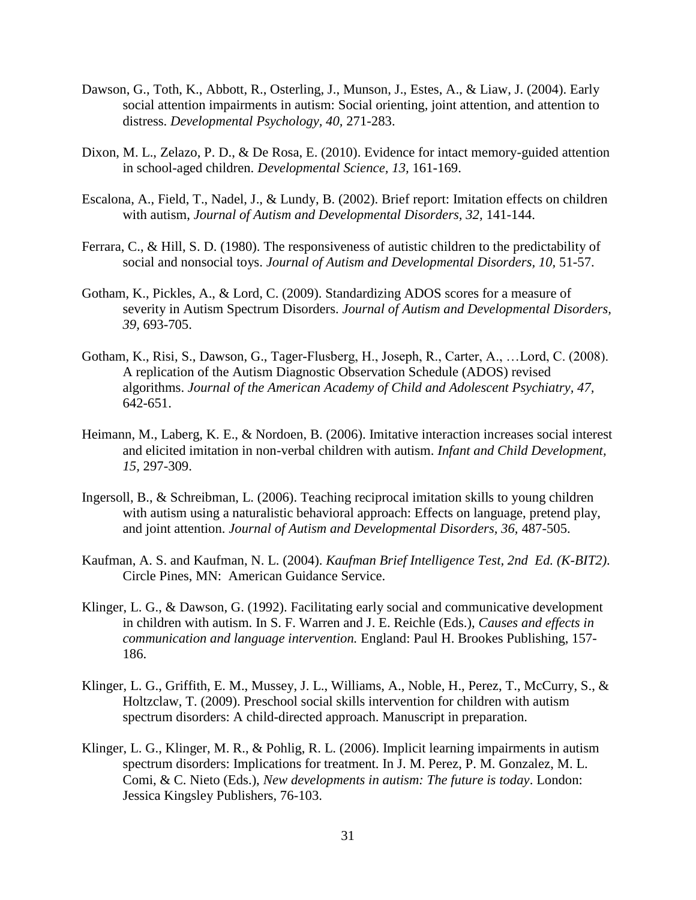Dawson, G., Toth, K., Abbott, R., Osterling, J., Munson, J., Estes, A., & Liaw, J. (2004). Early social attention impairments in autism: Social orienting, joint attention, and attention to distress. *Developmental Psychology, 40,* 271-283.

Dixon, M. L., Zelazo, P. D., & De Rosa, E. (2010). Evidence for intact memory-guided attention in school-aged children. *Developmental Science, 13,* 161-169.

Escalona, A., Field, T., Nadel, J., & Lundy, B. (2002). Brief report: Imitation effects on children with autism, *Journal of Autism and Developmental Disorders, 32,* 141-144.

Ferrara, C., & Hill, S. D. (1980). The responsiveness of autistic children to the predictability of social and nonsocial toys. *Journal of Autism and Developmental Disorders, 10,* 51-57.

Gotham, K., Pickles, A., & Lord, C. (2009). Standardizing ADOS scores for a measure of severity in Autism Spectrum Disorders. *Journal of Autism and Developmental Disorders, 39,* 693-705.

Gotham, K., Risi, S., Dawson, G., Tager-Flusberg, H., Joseph, R., Carter, A., …Lord, C. (2008). A replication of the Autism Diagnostic Observation Schedule (ADOS) revised algorithms. *Journal of the American Academy of Child and Adolescent Psychiatry, 47,* 642-651.

Heimann, M., Laberg, K. E., & Nordoen, B. (2006). Imitative interaction increases social interest and elicited imitation in non-verbal children with autism. *Infant and Child Development, 15,* 297-309.

Ingersoll, B., & Schreibman, L. (2006). Teaching reciprocal imitation skills to young children with autism using a naturalistic behavioral approach: Effects on language, pretend play, and joint attention. *Journal of Autism and Developmental Disorders, 36,* 487-505.

Kaufman, A. S. and Kaufman, N. L. (2004). *Kaufman Brief Intelligence Test, 2nd Ed. (K-BIT2).* Circle Pines, MN: American Guidance Service.

Klinger, L. G., & Dawson, G. (1992). Facilitating early social and communicative development in children with autism. In S. F. Warren and J. E. Reichle (Eds.), *Causes and effects in communication and language intervention.* England: Paul H. Brookes Publishing, 157-186.

Klinger, L. G., Griffith, E. M., Mussey, J. L., Williams, A., Noble, H., Perez, T., McCurry, S., & Holtzclaw, T. (2009). Preschool social skills intervention for children with autism spectrum disorders: A child-directed approach. Manuscript in preparation.

Klinger, L. G., Klinger, M. R., & Pohlig, R. L. (2006). Implicit learning impairments in autism spectrum disorders: Implications for treatment. In J. M. Perez, P. M. Gonzalez, M. L. Comi, & C. Nieto (Eds.), *New developments in autism: The future is today*. London: Jessica Kingsley Publishers, 76-103.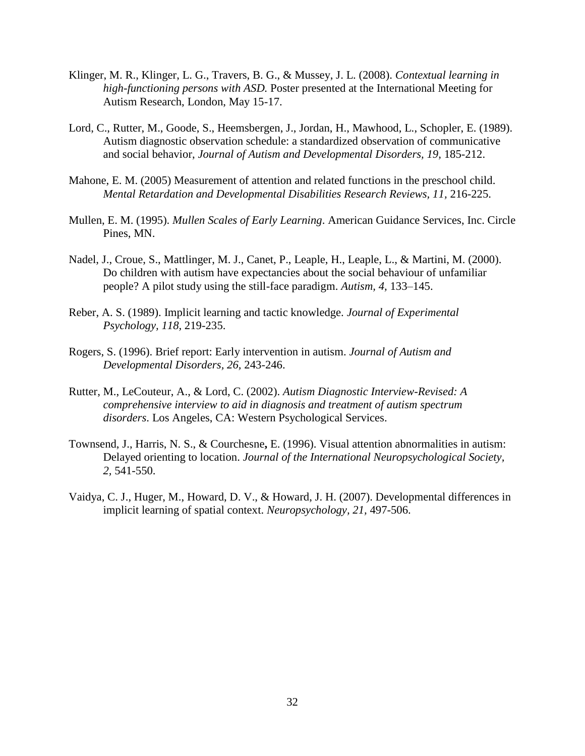Klinger, M. R., Klinger, L. G., Travers, B. G., & Mussey, J. L. (2008). *Contextual learning in high-functioning persons with ASD.* Poster presented at the International Meeting for Autism Research, London, May 15-17.

Lord, C., Rutter, M., Goode, S., Heemsbergen, J., Jordan, H., Mawhood, L., Schopler, E. (1989). Autism diagnostic observation schedule: a standardized observation of communicative and social behavior, *Journal of Autism and Developmental Disorders, 19,* 185-212.

Mahone, E. M. (2005) Measurement of attention and related functions in the preschool child. *Mental Retardation and Developmental Disabilities Research Reviews, 11,* 216-225.

Mullen, E. M. (1995). *Mullen Scales of Early Learning*. American Guidance Services, Inc. Circle Pines, MN.

Nadel, J., Croue, S., Mattlinger, M. J., Canet, P., Leaple, H., Leaple, L., & Martini, M. (2000). Do children with autism have expectancies about the social behaviour of unfamiliar people? A pilot study using the still-face paradigm. *Autism, 4,* 133–145.

Reber, A. S. (1989). Implicit learning and tactic knowledge. *Journal of Experimental Psychology, 118,* 219-235.

Rogers, S. (1996). Brief report: Early intervention in autism. *Journal of Autism and Developmental Disorders, 26,* 243-246.

Rutter, M., LeCouteur, A., & Lord, C. (2002). *Autism Diagnostic Interview-Revised: A comprehensive interview to aid in diagnosis and treatment of autism spectrum disorders*. Los Angeles, CA: Western Psychological Services.

Townsend, J., Harris, N. S., & Courchesne**,** E. (1996). Visual attention abnormalities in autism: Delayed orienting to location. *Journal of the International Neuropsychological Society, 2,* 541-550.

Vaidya, C. J., Huger, M., Howard, D. V., & Howard, J. H. (2007). Developmental differences in implicit learning of spatial context. *Neuropsychology, 21,* 497-506.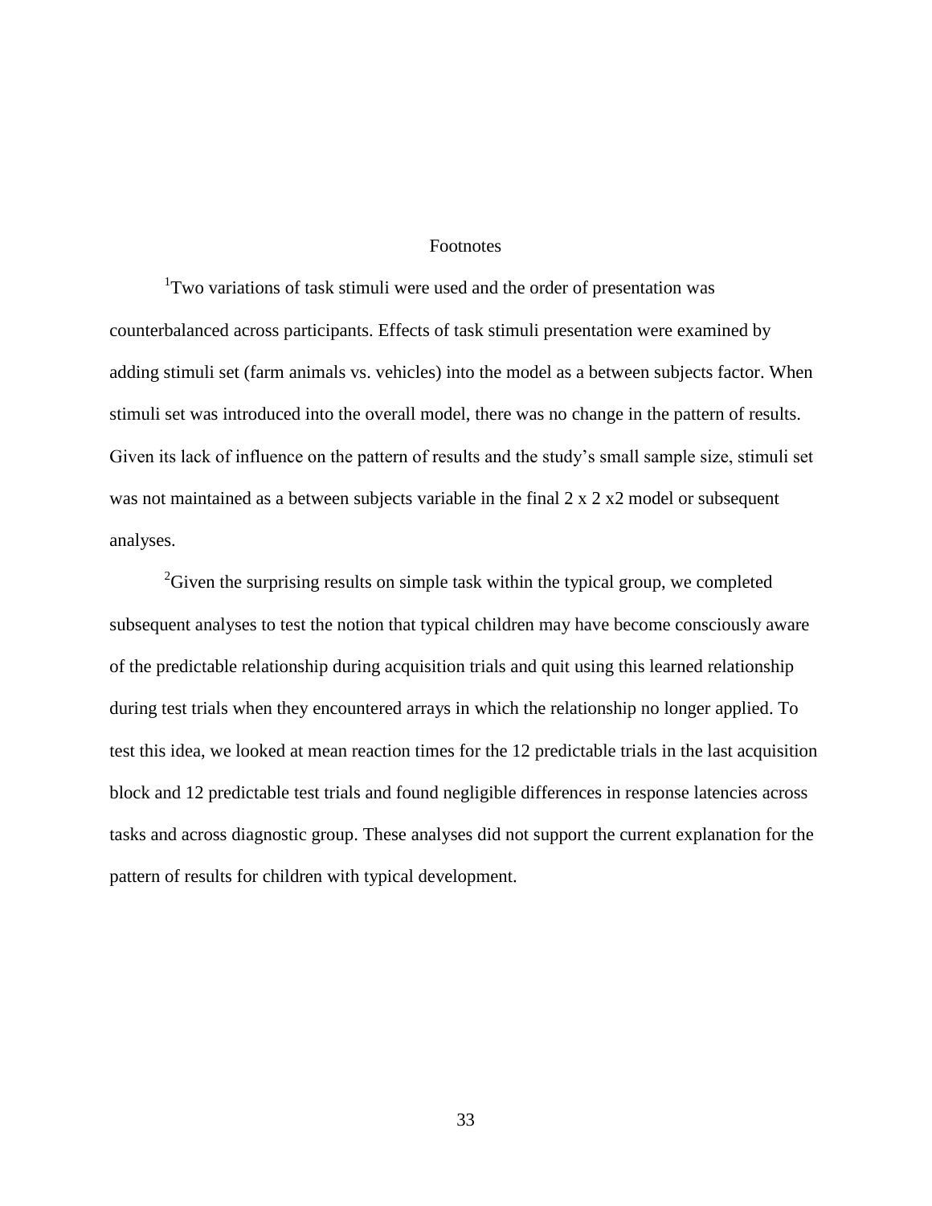# Footnotes

[1]Two variations of task stimuli were used and the order of presentation was counterbalanced across participants. Effects of task stimuli presentation were examined by adding stimuli set (farm animals vs. vehicles) into the model as a between subjects factor. When stimuli set was introduced into the overall model, there was no change in the pattern of results. Given its lack of influence on the pattern of results and the study's small sample size, stimuli set was not maintained as a between subjects variable in the final 2 x 2 x2 model or subsequent analyses.

[2]Given the surprising results on simple task within the typical group, we completed subsequent analyses to test the notion that typical children may have become consciously aware of the predictable relationship during acquisition trials and quit using this learned relationship during test trials when they encountered arrays in which the relationship no longer applied. To test this idea, we looked at mean reaction times for the 12 predictable trials in the last acquisition block and 12 predictable test trials and found negligible differences in response latencies across tasks and across diagnostic group. These analyses did not support the current explanation for the pattern of results for children with typical development.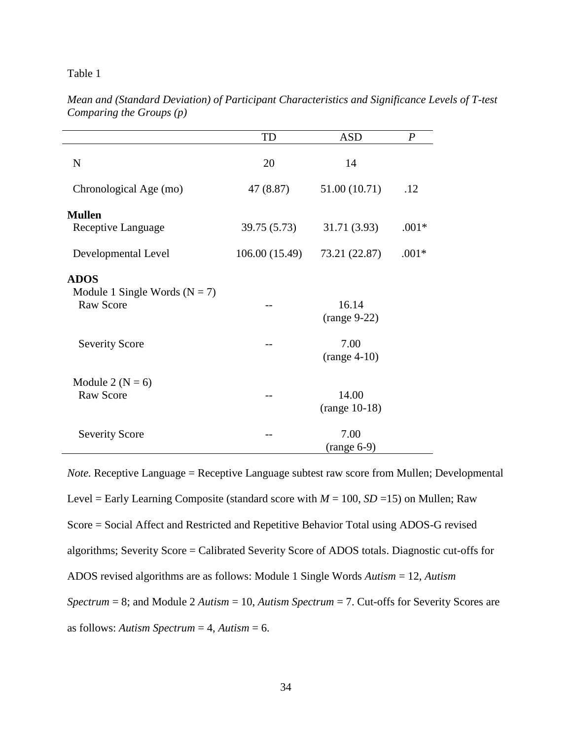Table 1

*Mean and (Standard Deviation) of Participant Characteristics and Significance Levels of T-test Comparing the Groups (p)*

| | TD | ASD | *P* |
|---|---|---|---|
| N | 20 | 14 | |
| Chronological Age (mo) | 47 (8.87) | 51.00 (10.71) | .12 |
| **Mullen** | | | |
| Receptive Language | 39.75 (5.73) | 31.71 (3.93) | .001* |
| Developmental Level | 106.00 (15.49) | 73.21 (22.87) | .001* |
| **ADOS** | | | |
| Module 1 Single Words (N = 7) | | | |
| Raw Score | -- | 16.14 (range 9-22) | |
| Severity Score | -- | 7.00 (range 4-10) | |
| Module 2 (N = 6) | | | |
| Raw Score | -- | 14.00 (range 10-18) | |
| Severity Score | -- | 7.00 (range 6-9) | |

*Note.* Receptive Language = Receptive Language subtest raw score from Mullen; Developmental Level = Early Learning Composite (standard score with $M$ = 100, $SD$ =15) on Mullen; Raw Score = Social Affect and Restricted and Repetitive Behavior Total using ADOS-G revised algorithms; Severity Score = Calibrated Severity Score of ADOS totals. Diagnostic cut-offs for ADOS revised algorithms are as follows: Module 1 Single Words *Autism* = 12, *Autism Spectrum* = 8; and Module 2 *Autism* = 10, *Autism Spectrum* = 7. Cut-offs for Severity Scores are as follows: *Autism Spectrum* = 4, *Autism* = 6.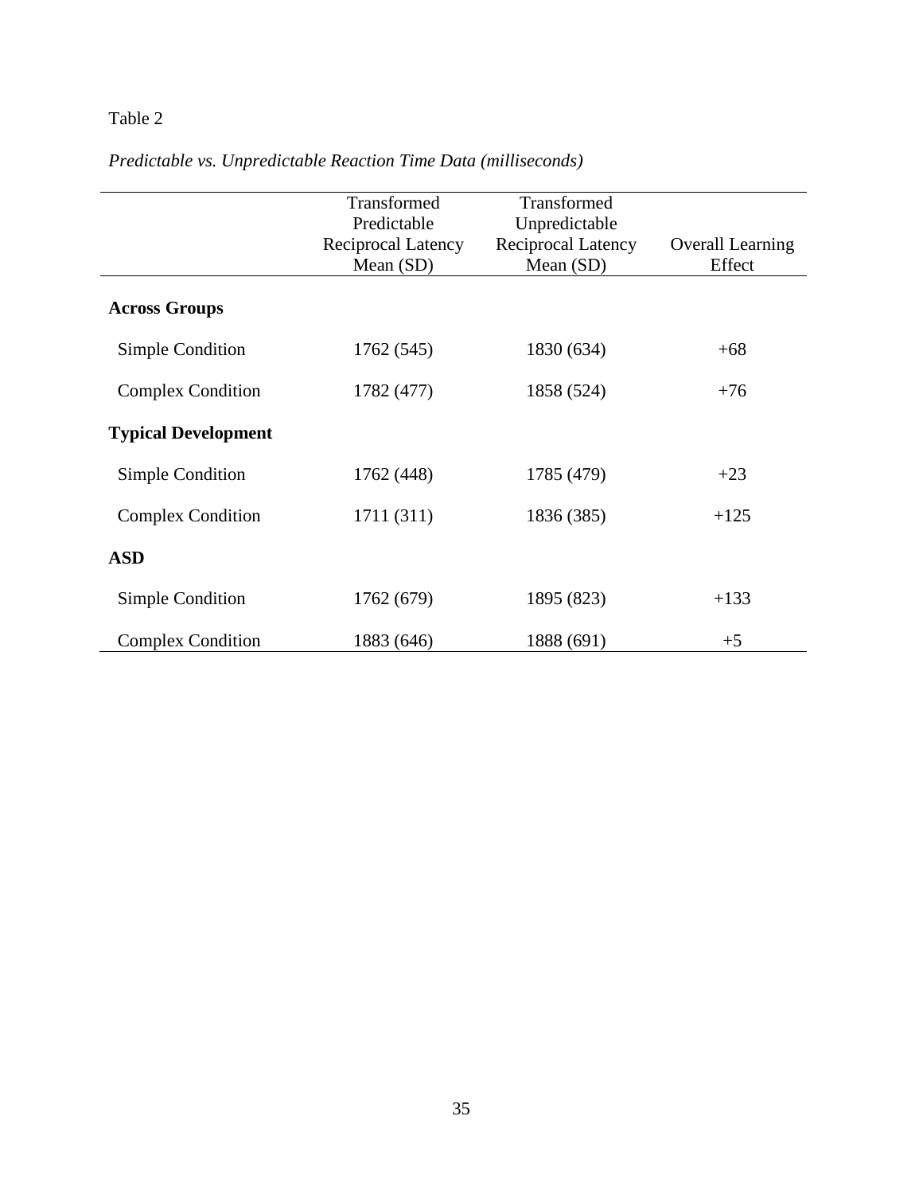Table 2

*Predictable vs. Unpredictable Reaction Time Data (milliseconds)*

| | Transformed Predictable Reciprocal Latency Mean (SD) | Transformed Unpredictable Reciprocal Latency Mean (SD) | Overall Learning Effect |
|---|---|---|---|
| **Across Groups** | | | |
| Simple Condition | 1762 (545) | 1830 (634) | +68 |
| Complex Condition | 1782 (477) | 1858 (524) | +76 |
| **Typical Development** | | | |
| Simple Condition | 1762 (448) | 1785 (479) | +23 |
| Complex Condition | 1711 (311) | 1836 (385) | +125 |
| **ASD** | | | |
| Simple Condition | 1762 (679) | 1895 (823) | +133 |
| Complex Condition | 1883 (646) | 1888 (691) | +5 |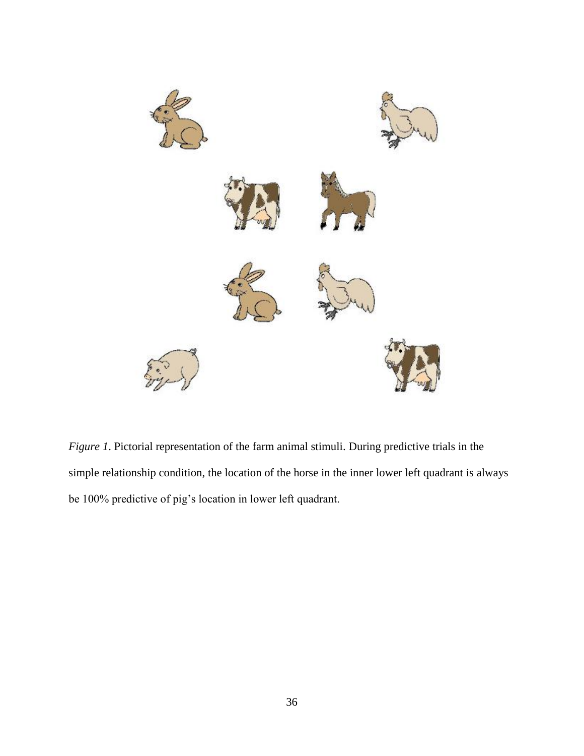*Figure 1*. Pictorial representation of the farm animal stimuli. During predictive trials in the simple relationship condition, the location of the horse in the inner lower left quadrant is always be 100% predictive of pig's location in lower left quadrant.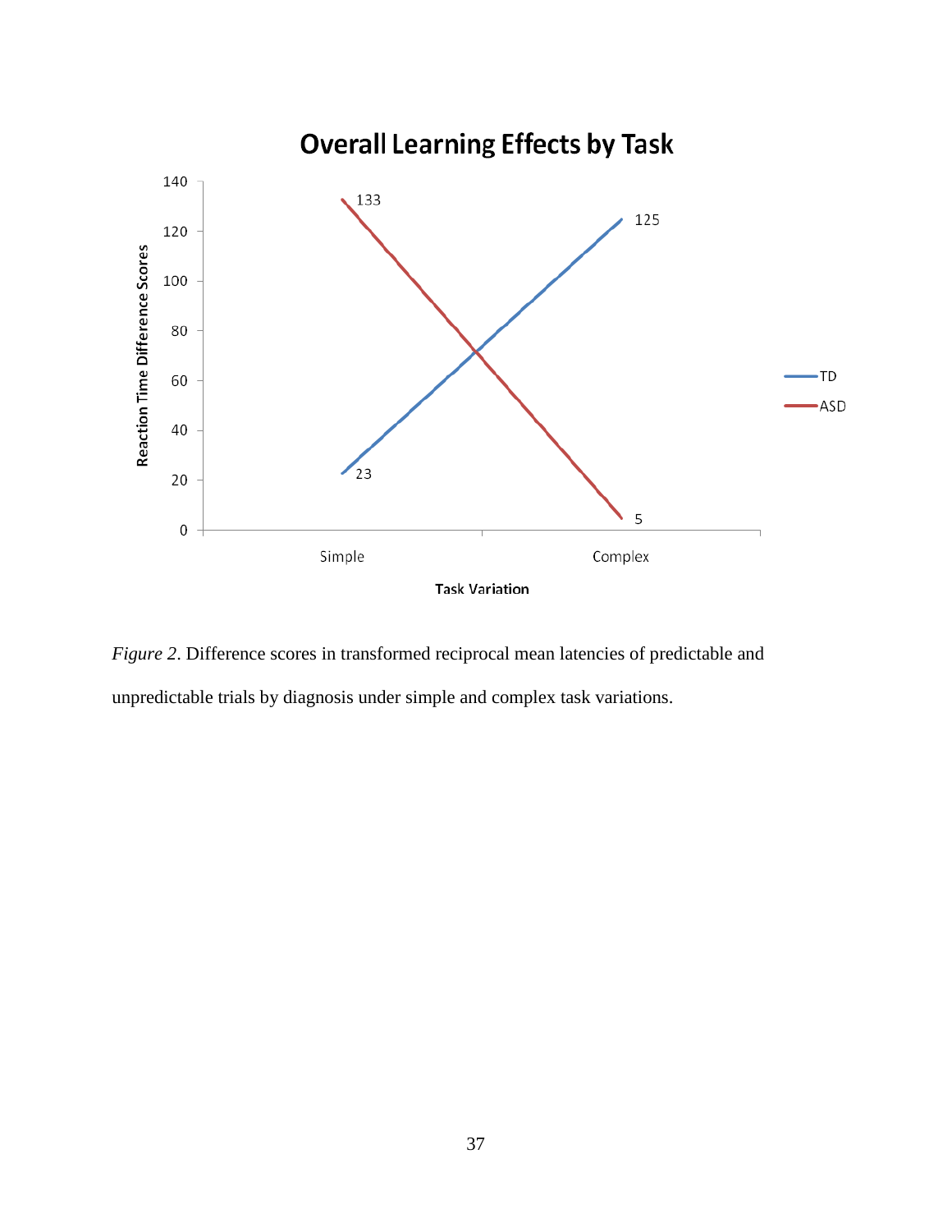Overall Learning Effects by Task

Reaction Time Difference Scores

140
120
100
80
60
40
20
0

133
125
23
5

Simple
Complex

Task Variation

TD
ASD

*Figure 2*. Difference scores in transformed reciprocal mean latencies of predictable and unpredictable trials by diagnosis under simple and complex task variations.